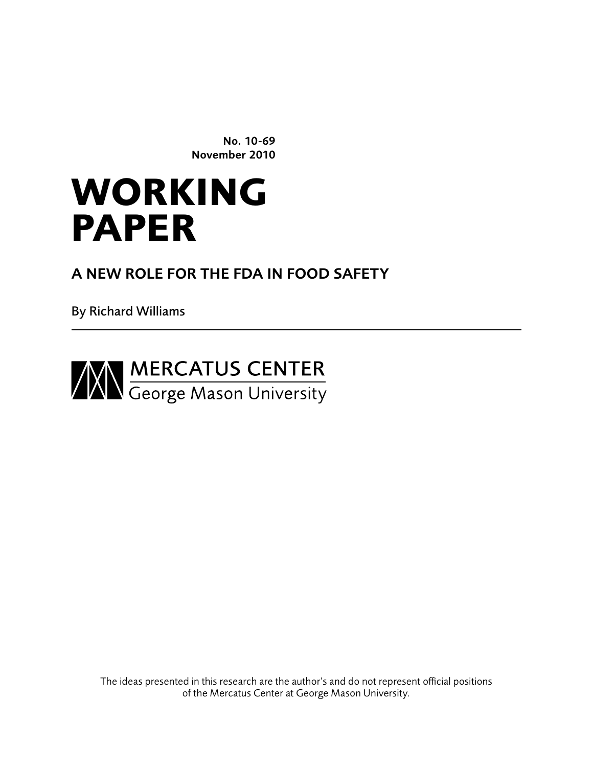No. 10-69
November 2010

# WORKING PAPER

## A NEW ROLE FOR THE FDA IN FOOD SAFETY

By Richard Williams

MERCATUS CENTER
George Mason University

The ideas presented in this research are the author's and do not represent official positions of the Mercatus Center at George Mason University.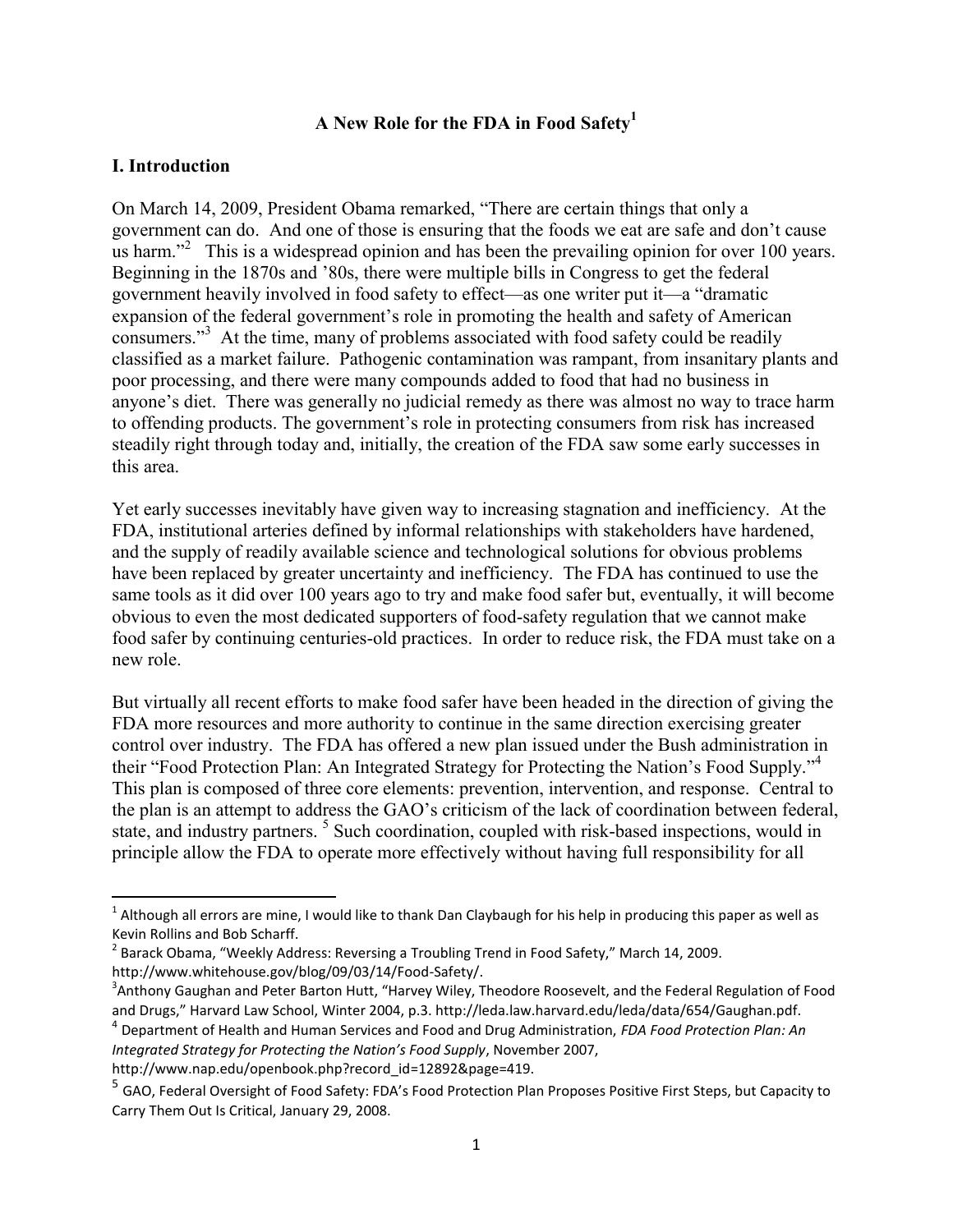# A New Role for the FDA in Food Safety[1]

## I. Introduction

On March 14, 2009, President Obama remarked, "There are certain things that only a government can do. And one of those is ensuring that the foods we eat are safe and don't cause us harm."[2] This is a widespread opinion and has been the prevailing opinion for over 100 years. Beginning in the 1870s and '80s, there were multiple bills in Congress to get the federal government heavily involved in food safety to effect—as one writer put it—a "dramatic expansion of the federal government's role in promoting the health and safety of American consumers."[3] At the time, many of problems associated with food safety could be readily classified as a market failure. Pathogenic contamination was rampant, from insanitary plants and poor processing, and there were many compounds added to food that had no business in anyone's diet. There was generally no judicial remedy as there was almost no way to trace harm to offending products. The government's role in protecting consumers from risk has increased steadily right through today and, initially, the creation of the FDA saw some early successes in this area.

Yet early successes inevitably have given way to increasing stagnation and inefficiency. At the FDA, institutional arteries defined by informal relationships with stakeholders have hardened, and the supply of readily available science and technological solutions for obvious problems have been replaced by greater uncertainty and inefficiency. The FDA has continued to use the same tools as it did over 100 years ago to try and make food safer but, eventually, it will become obvious to even the most dedicated supporters of food-safety regulation that we cannot make food safer by continuing centuries-old practices. In order to reduce risk, the FDA must take on a new role.

But virtually all recent efforts to make food safer have been headed in the direction of giving the FDA more resources and more authority to continue in the same direction exercising greater control over industry. The FDA has offered a new plan issued under the Bush administration in their "Food Protection Plan: An Integrated Strategy for Protecting the Nation's Food Supply."[4] This plan is composed of three core elements: prevention, intervention, and response. Central to the plan is an attempt to address the GAO's criticism of the lack of coordination between federal, state, and industry partners.[5] Such coordination, coupled with risk-based inspections, would in principle allow the FDA to operate more effectively without having full responsibility for all

---

[1] Although all errors are mine, I would like to thank Dan Claybaugh for his help in producing this paper as well as Kevin Rollins and Bob Scharff.

[2] Barack Obama, "Weekly Address: Reversing a Troubling Trend in Food Safety," March 14, 2009. http://www.whitehouse.gov/blog/09/03/14/Food-Safety/.

[3] Anthony Gaughan and Peter Barton Hutt, "Harvey Wiley, Theodore Roosevelt, and the Federal Regulation of Food and Drugs," Harvard Law School, Winter 2004, p.3. http://leda.law.harvard.edu/leda/data/654/Gaughan.pdf.

[4] Department of Health and Human Services and Food and Drug Administration, *FDA Food Protection Plan: An Integrated Strategy for Protecting the Nation's Food Supply*, November 2007, http://www.nap.edu/openbook.php?record_id=12892&page=419.

[5] GAO, Federal Oversight of Food Safety: FDA's Food Protection Plan Proposes Positive First Steps, but Capacity to Carry Them Out Is Critical, January 29, 2008.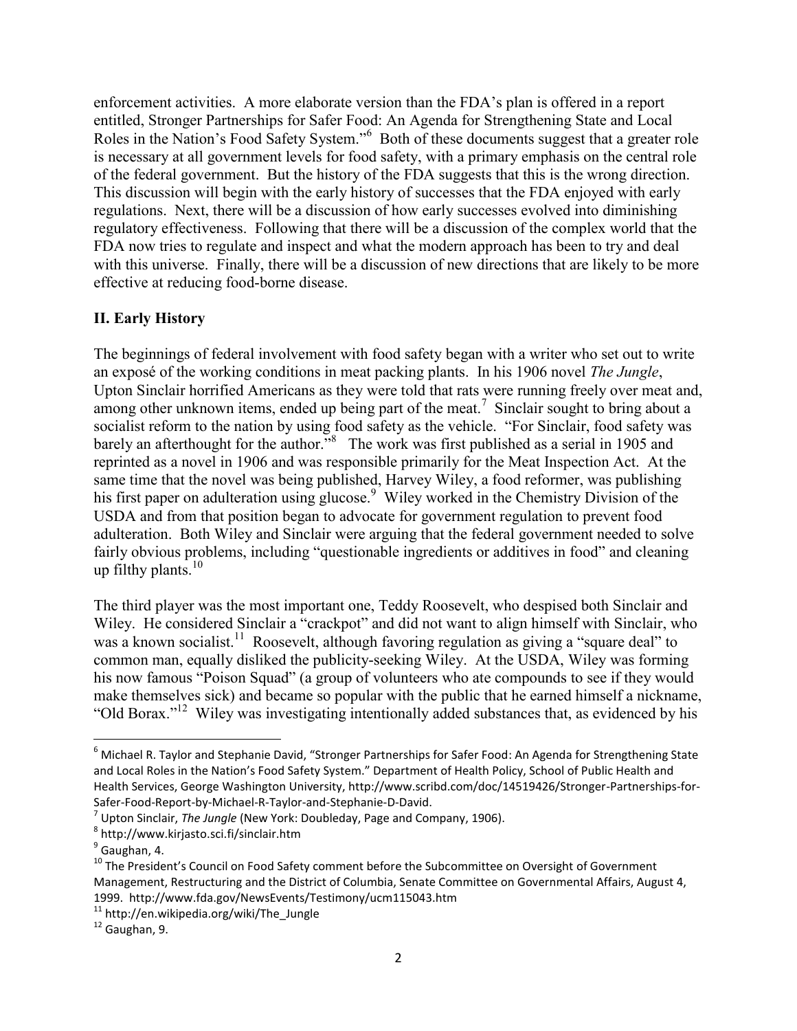enforcement activities. A more elaborate version than the FDA's plan is offered in a report entitled, Stronger Partnerships for Safer Food: An Agenda for Strengthening State and Local Roles in the Nation's Food Safety System."[6] Both of these documents suggest that a greater role is necessary at all government levels for food safety, with a primary emphasis on the central role of the federal government. But the history of the FDA suggests that this is the wrong direction. This discussion will begin with the early history of successes that the FDA enjoyed with early regulations. Next, there will be a discussion of how early successes evolved into diminishing regulatory effectiveness. Following that there will be a discussion of the complex world that the FDA now tries to regulate and inspect and what the modern approach has been to try and deal with this universe. Finally, there will be a discussion of new directions that are likely to be more effective at reducing food-borne disease.

## II. Early History

The beginnings of federal involvement with food safety began with a writer who set out to write an exposé of the working conditions in meat packing plants. In his 1906 novel *The Jungle*, Upton Sinclair horrified Americans as they were told that rats were running freely over meat and, among other unknown items, ended up being part of the meat.[7] Sinclair sought to bring about a socialist reform to the nation by using food safety as the vehicle. "For Sinclair, food safety was barely an afterthought for the author."[8] The work was first published as a serial in 1905 and reprinted as a novel in 1906 and was responsible primarily for the Meat Inspection Act. At the same time that the novel was being published, Harvey Wiley, a food reformer, was publishing his first paper on adulteration using glucose.[9] Wiley worked in the Chemistry Division of the USDA and from that position began to advocate for government regulation to prevent food adulteration. Both Wiley and Sinclair were arguing that the federal government needed to solve fairly obvious problems, including "questionable ingredients or additives in food" and cleaning up filthy plants.[10]

The third player was the most important one, Teddy Roosevelt, who despised both Sinclair and Wiley. He considered Sinclair a "crackpot" and did not want to align himself with Sinclair, who was a known socialist.[11] Roosevelt, although favoring regulation as giving a "square deal" to common man, equally disliked the publicity-seeking Wiley. At the USDA, Wiley was forming his now famous "Poison Squad" (a group of volunteers who ate compounds to see if they would make themselves sick) and became so popular with the public that he earned himself a nickname, "Old Borax."[12] Wiley was investigating intentionally added substances that, as evidenced by his

---

[6] Michael R. Taylor and Stephanie David, "Stronger Partnerships for Safer Food: An Agenda for Strengthening State and Local Roles in the Nation's Food Safety System." Department of Health Policy, School of Public Health and Health Services, George Washington University, http://www.scribd.com/doc/14519426/Stronger-Partnerships-for-Safer-Food-Report-by-Michael-R-Taylor-and-Stephanie-D-David.

[7] Upton Sinclair, *The Jungle* (New York: Doubleday, Page and Company, 1906).

[8] http://www.kirjasto.sci.fi/sinclair.htm

[9] Gaughan, 4.

[10] The President's Council on Food Safety comment before the Subcommittee on Oversight of Government Management, Restructuring and the District of Columbia, Senate Committee on Governmental Affairs, August 4, 1999. http://www.fda.gov/NewsEvents/Testimony/ucm115043.htm

[11] http://en.wikipedia.org/wiki/The_Jungle

[12] Gaughan, 9.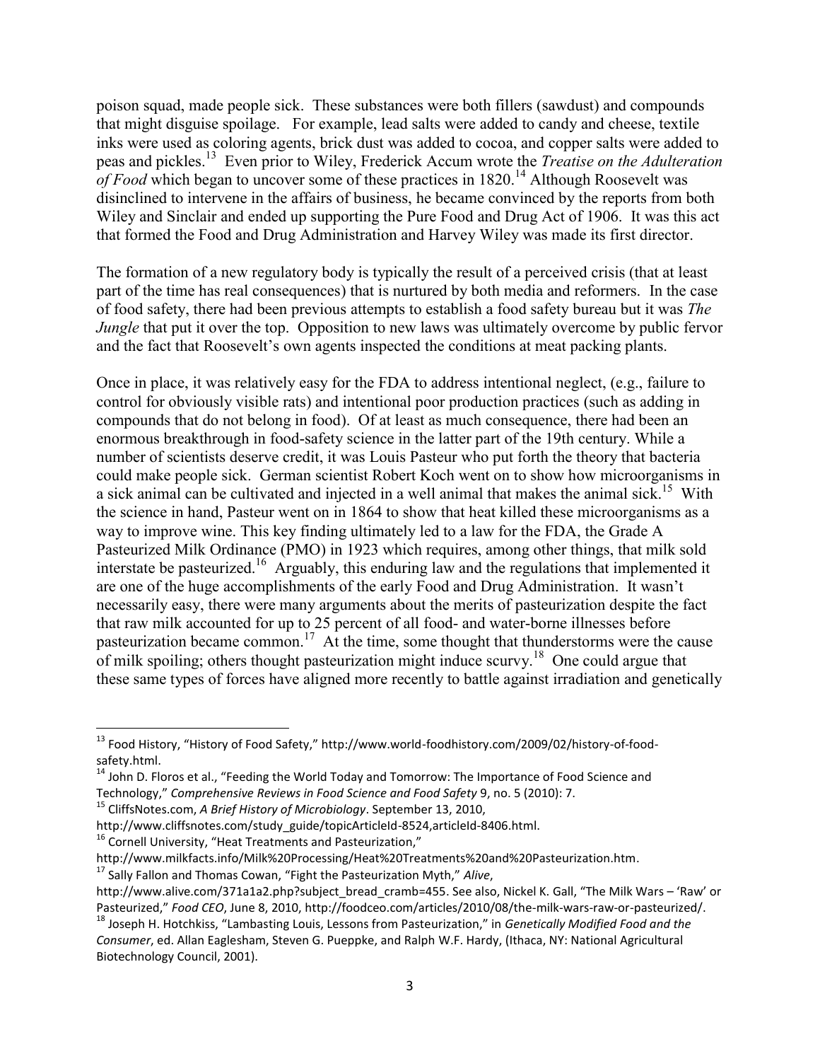poison squad, made people sick. These substances were both fillers (sawdust) and compounds that might disguise spoilage. For example, lead salts were added to candy and cheese, textile inks were used as coloring agents, brick dust was added to cocoa, and copper salts were added to peas and pickles.[13] Even prior to Wiley, Frederick Accum wrote the *Treatise on the Adulteration of Food* which began to uncover some of these practices in 1820.[14] Although Roosevelt was disinclined to intervene in the affairs of business, he became convinced by the reports from both Wiley and Sinclair and ended up supporting the Pure Food and Drug Act of 1906. It was this act that formed the Food and Drug Administration and Harvey Wiley was made its first director.

The formation of a new regulatory body is typically the result of a perceived crisis (that at least part of the time has real consequences) that is nurtured by both media and reformers. In the case of food safety, there had been previous attempts to establish a food safety bureau but it was *The Jungle* that put it over the top. Opposition to new laws was ultimately overcome by public fervor and the fact that Roosevelt's own agents inspected the conditions at meat packing plants.

Once in place, it was relatively easy for the FDA to address intentional neglect, (e.g., failure to control for obviously visible rats) and intentional poor production practices (such as adding in compounds that do not belong in food). Of at least as much consequence, there had been an enormous breakthrough in food-safety science in the latter part of the 19th century. While a number of scientists deserve credit, it was Louis Pasteur who put forth the theory that bacteria could make people sick. German scientist Robert Koch went on to show how microorganisms in a sick animal can be cultivated and injected in a well animal that makes the animal sick.[15] With the science in hand, Pasteur went on in 1864 to show that heat killed these microorganisms as a way to improve wine. This key finding ultimately led to a law for the FDA, the Grade A Pasteurized Milk Ordinance (PMO) in 1923 which requires, among other things, that milk sold interstate be pasteurized.[16] Arguably, this enduring law and the regulations that implemented it are one of the huge accomplishments of the early Food and Drug Administration. It wasn't necessarily easy, there were many arguments about the merits of pasteurization despite the fact that raw milk accounted for up to 25 percent of all food- and water-borne illnesses before pasteurization became common.[17] At the time, some thought that thunderstorms were the cause of milk spoiling; others thought pasteurization might induce scurvy.[18] One could argue that these same types of forces have aligned more recently to battle against irradiation and genetically

---

[13] Food History, "History of Food Safety," http://www.world-foodhistory.com/2009/02/history-of-food-safety.html.

[14] John D. Floros et al., "Feeding the World Today and Tomorrow: The Importance of Food Science and Technology," *Comprehensive Reviews in Food Science and Food Safety* 9, no. 5 (2010): 7.

[15] CliffsNotes.com, *A Brief History of Microbiology*. September 13, 2010, http://www.cliffsnotes.com/study_guide/topicArticleId-8524,articleId-8406.html.

[16] Cornell University, "Heat Treatments and Pasteurization," http://www.milkfacts.info/Milk%20Processing/Heat%20Treatments%20and%20Pasteurization.htm.

[17] Sally Fallon and Thomas Cowan, "Fight the Pasteurization Myth," *Alive*, http://www.alive.com/371a1a2.php?subject_bread_cramb=455. See also, Nickel K. Gall, "The Milk Wars – 'Raw' or Pasteurized," *Food CEO*, June 8, 2010, http://foodceo.com/articles/2010/08/the-milk-wars-raw-or-pasteurized/.

[18] Joseph H. Hotchkiss, "Lambasting Louis, Lessons from Pasteurization," in *Genetically Modified Food and the Consumer*, ed. Allan Eaglesham, Steven G. Pueppke, and Ralph W.F. Hardy, (Ithaca, NY: National Agricultural Biotechnology Council, 2001).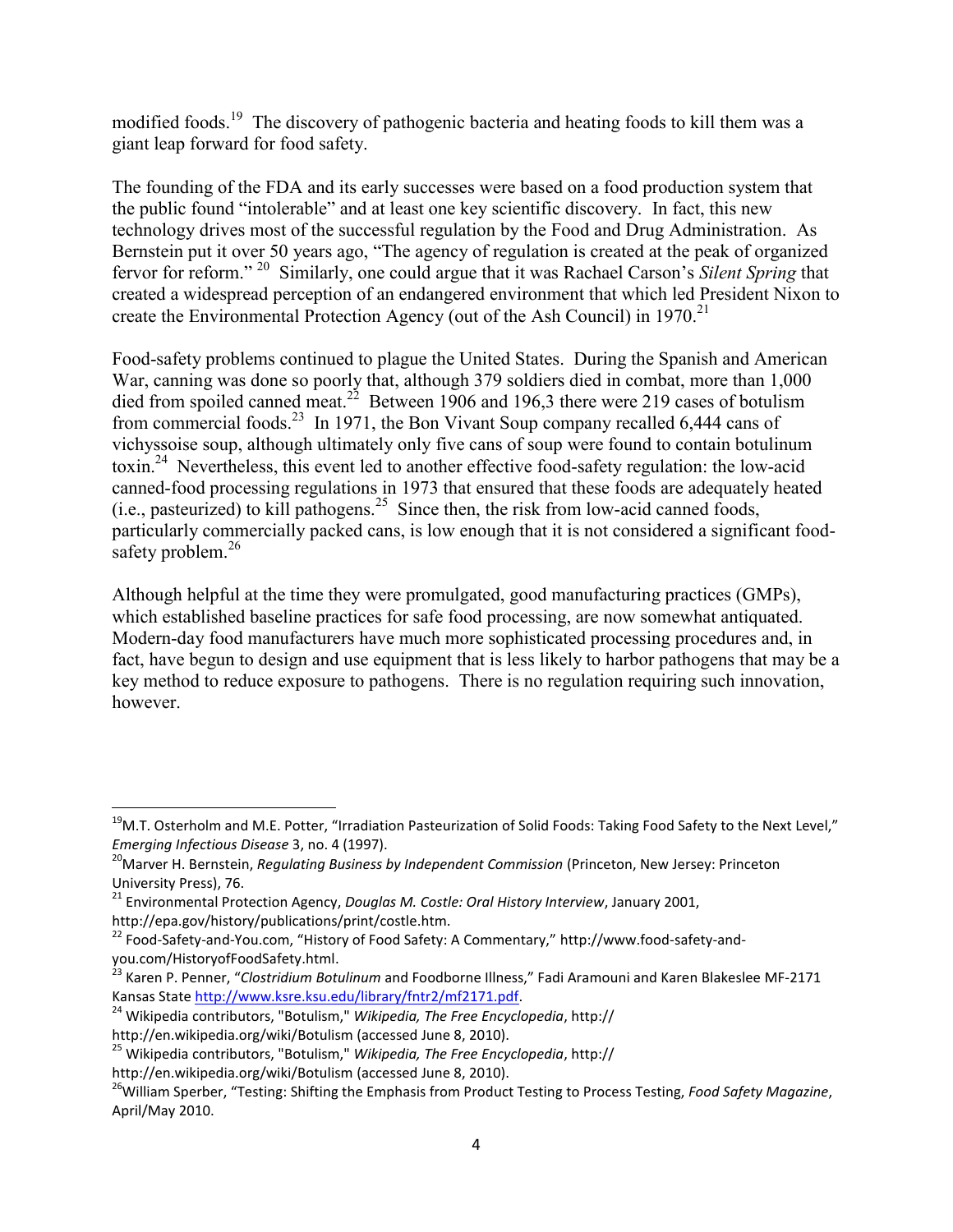modified foods.[19] The discovery of pathogenic bacteria and heating foods to kill them was a giant leap forward for food safety.

The founding of the FDA and its early successes were based on a food production system that the public found "intolerable" and at least one key scientific discovery. In fact, this new technology drives most of the successful regulation by the Food and Drug Administration. As Bernstein put it over 50 years ago, "The agency of regulation is created at the peak of organized fervor for reform." [20] Similarly, one could argue that it was Rachael Carson's *Silent Spring* that created a widespread perception of an endangered environment that which led President Nixon to create the Environmental Protection Agency (out of the Ash Council) in 1970.[21]

Food-safety problems continued to plague the United States. During the Spanish and American War, canning was done so poorly that, although 379 soldiers died in combat, more than 1,000 died from spoiled canned meat.[22] Between 1906 and 196,3 there were 219 cases of botulism from commercial foods.[23] In 1971, the Bon Vivant Soup company recalled 6,444 cans of vichyssoise soup, although ultimately only five cans of soup were found to contain botulinum toxin.[24] Nevertheless, this event led to another effective food-safety regulation: the low-acid canned-food processing regulations in 1973 that ensured that these foods are adequately heated (i.e., pasteurized) to kill pathogens.[25] Since then, the risk from low-acid canned foods, particularly commercially packed cans, is low enough that it is not considered a significant food-safety problem.[26]

Although helpful at the time they were promulgated, good manufacturing practices (GMPs), which established baseline practices for safe food processing, are now somewhat antiquated. Modern-day food manufacturers have much more sophisticated processing procedures and, in fact, have begun to design and use equipment that is less likely to harbor pathogens that may be a key method to reduce exposure to pathogens. There is no regulation requiring such innovation, however.

---

[19] M.T. Osterholm and M.E. Potter, "Irradiation Pasteurization of Solid Foods: Taking Food Safety to the Next Level," *Emerging Infectious Disease* 3, no. 4 (1997).

[20] Marver H. Bernstein, *Regulating Business by Independent Commission* (Princeton, New Jersey: Princeton University Press), 76.

[21] Environmental Protection Agency, *Douglas M. Costle: Oral History Interview*, January 2001, http://epa.gov/history/publications/print/costle.htm.

[22] Food-Safety-and-You.com, "History of Food Safety: A Commentary," http://www.food-safety-and-you.com/HistoryofFoodSafety.html.

[23] Karen P. Penner, "*Clostridium Botulinum* and Foodborne Illness," Fadi Aramouni and Karen Blakeslee MF-2171 Kansas State http://www.ksre.ksu.edu/library/fntr2/mf2171.pdf.

[24] Wikipedia contributors, "Botulism," *Wikipedia, The Free Encyclopedia*, http:// http://en.wikipedia.org/wiki/Botulism (accessed June 8, 2010).

[25] Wikipedia contributors, "Botulism," *Wikipedia, The Free Encyclopedia*, http:// http://en.wikipedia.org/wiki/Botulism (accessed June 8, 2010).

[26] William Sperber, "Testing: Shifting the Emphasis from Product Testing to Process Testing, *Food Safety Magazine*, April/May 2010.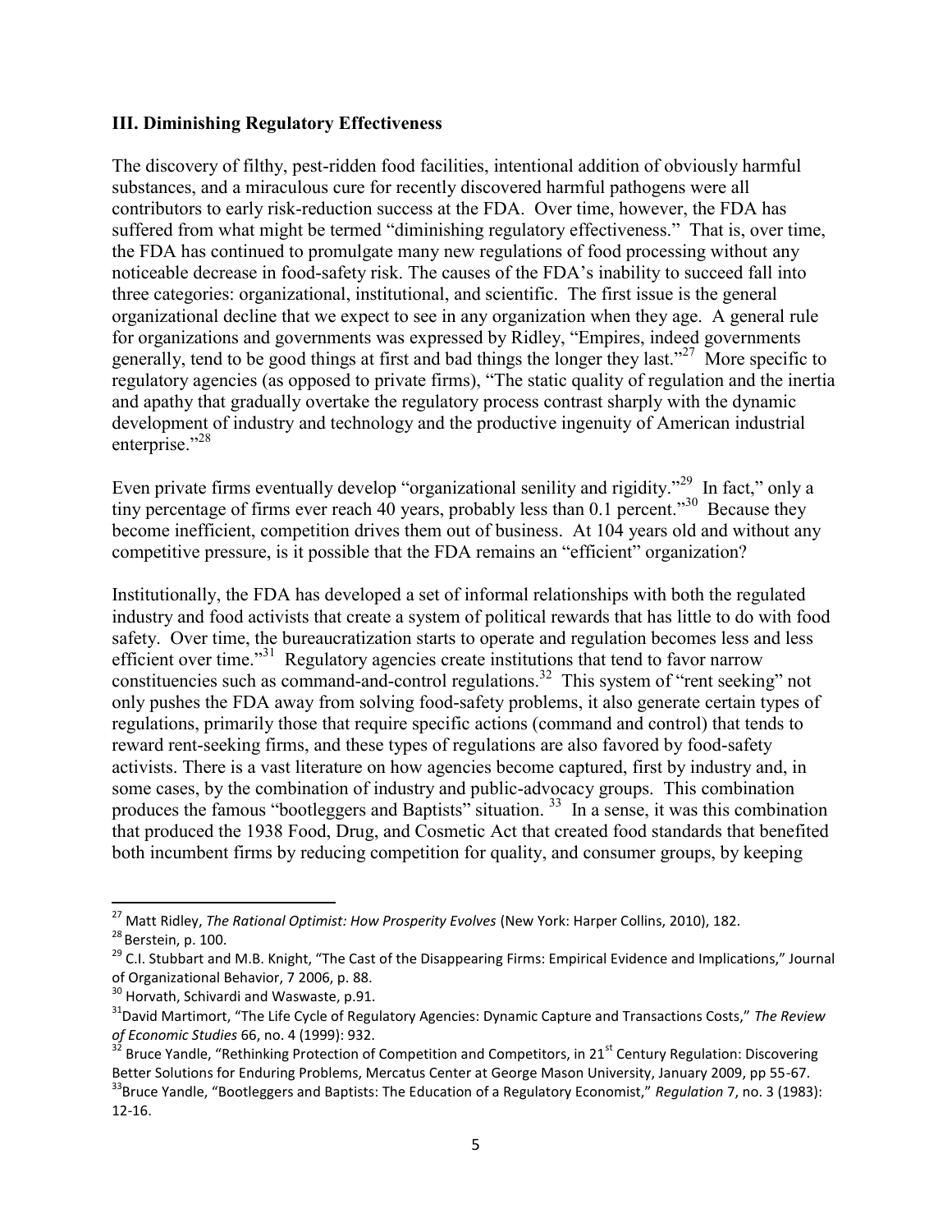### III. Diminishing Regulatory Effectiveness

The discovery of filthy, pest-ridden food facilities, intentional addition of obviously harmful substances, and a miraculous cure for recently discovered harmful pathogens were all contributors to early risk-reduction success at the FDA. Over time, however, the FDA has suffered from what might be termed "diminishing regulatory effectiveness." That is, over time, the FDA has continued to promulgate many new regulations of food processing without any noticeable decrease in food-safety risk. The causes of the FDA's inability to succeed fall into three categories: organizational, institutional, and scientific. The first issue is the general organizational decline that we expect to see in any organization when they age. A general rule for organizations and governments was expressed by Ridley, "Empires, indeed governments generally, tend to be good things at first and bad things the longer they last."[27] More specific to regulatory agencies (as opposed to private firms), "The static quality of regulation and the inertia and apathy that gradually overtake the regulatory process contrast sharply with the dynamic development of industry and technology and the productive ingenuity of American industrial enterprise."[28]

Even private firms eventually develop "organizational senility and rigidity."[29] In fact," only a tiny percentage of firms ever reach 40 years, probably less than 0.1 percent."[30] Because they become inefficient, competition drives them out of business. At 104 years old and without any competitive pressure, is it possible that the FDA remains an "efficient" organization?

Institutionally, the FDA has developed a set of informal relationships with both the regulated industry and food activists that create a system of political rewards that has little to do with food safety. Over time, the bureaucratization starts to operate and regulation becomes less and less efficient over time."[31] Regulatory agencies create institutions that tend to favor narrow constituencies such as command-and-control regulations.[32] This system of "rent seeking" not only pushes the FDA away from solving food-safety problems, it also generate certain types of regulations, primarily those that require specific actions (command and control) that tends to reward rent-seeking firms, and these types of regulations are also favored by food-safety activists. There is a vast literature on how agencies become captured, first by industry and, in some cases, by the combination of industry and public-advocacy groups. This combination produces the famous "bootleggers and Baptists" situation. [33] In a sense, it was this combination that produced the 1938 Food, Drug, and Cosmetic Act that created food standards that benefited both incumbent firms by reducing competition for quality, and consumer groups, by keeping

---

[27] Matt Ridley, *The Rational Optimist: How Prosperity Evolves* (New York: Harper Collins, 2010), 182.

[28] Berstein, p. 100.

[29] C.I. Stubbart and M.B. Knight, "The Cast of the Disappearing Firms: Empirical Evidence and Implications," Journal of Organizational Behavior, 7 2006, p. 88.

[30] Horvath, Schivardi and Waswaste, p.91.

[31] David Martimort, "The Life Cycle of Regulatory Agencies: Dynamic Capture and Transactions Costs," *The Review of Economic Studies* 66, no. 4 (1999): 932.

[32] Bruce Yandle, "Rethinking Protection of Competition and Competitors, in 21st Century Regulation: Discovering Better Solutions for Enduring Problems, Mercatus Center at George Mason University, January 2009, pp 55-67.

[33] Bruce Yandle, "Bootleggers and Baptists: The Education of a Regulatory Economist," *Regulation* 7, no. 3 (1983): 12-16.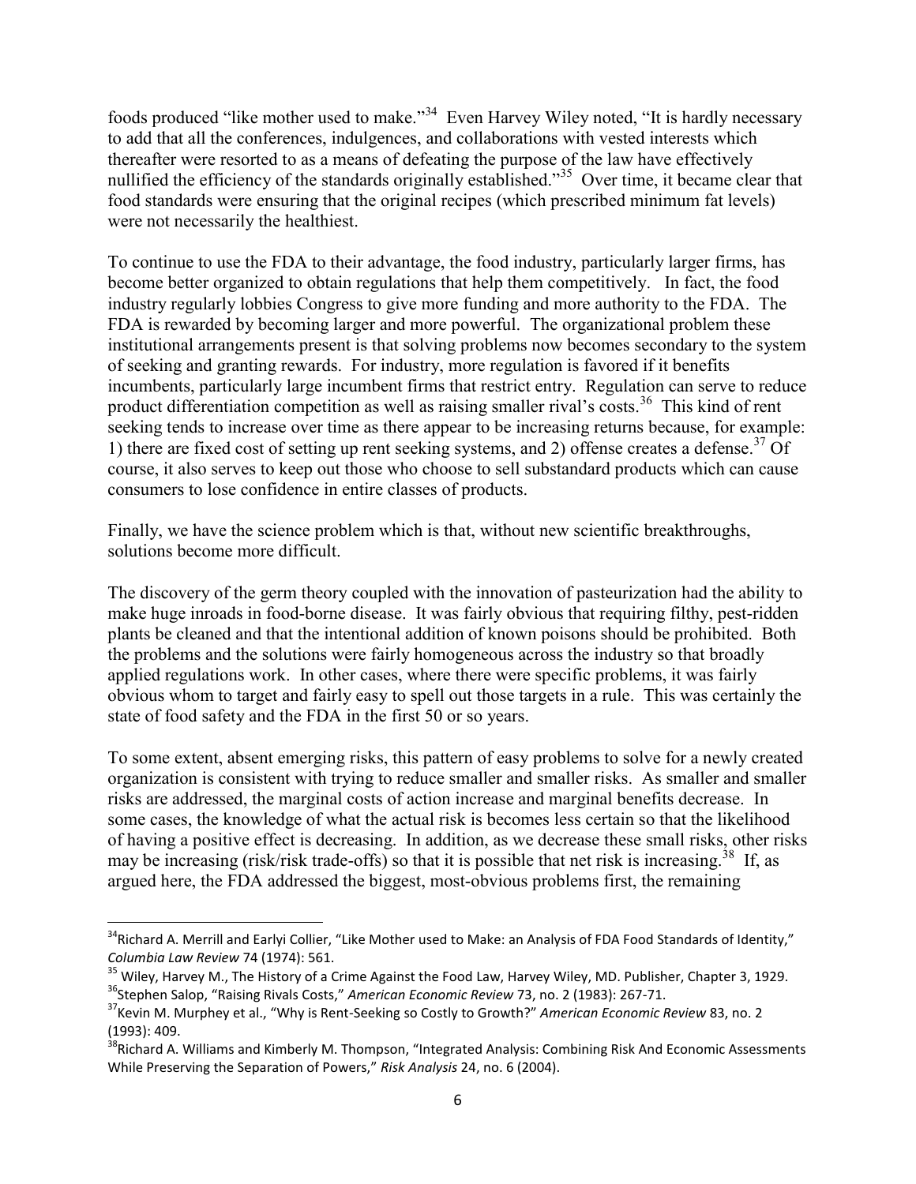foods produced "like mother used to make."[34] Even Harvey Wiley noted, "It is hardly necessary to add that all the conferences, indulgences, and collaborations with vested interests which thereafter were resorted to as a means of defeating the purpose of the law have effectively nullified the efficiency of the standards originally established."[35] Over time, it became clear that food standards were ensuring that the original recipes (which prescribed minimum fat levels) were not necessarily the healthiest.

To continue to use the FDA to their advantage, the food industry, particularly larger firms, has become better organized to obtain regulations that help them competitively. In fact, the food industry regularly lobbies Congress to give more funding and more authority to the FDA. The FDA is rewarded by becoming larger and more powerful. The organizational problem these institutional arrangements present is that solving problems now becomes secondary to the system of seeking and granting rewards. For industry, more regulation is favored if it benefits incumbents, particularly large incumbent firms that restrict entry. Regulation can serve to reduce product differentiation competition as well as raising smaller rival's costs.[36] This kind of rent seeking tends to increase over time as there appear to be increasing returns because, for example: 1) there are fixed cost of setting up rent seeking systems, and 2) offense creates a defense.[37] Of course, it also serves to keep out those who choose to sell substandard products which can cause consumers to lose confidence in entire classes of products.

Finally, we have the science problem which is that, without new scientific breakthroughs, solutions become more difficult.

The discovery of the germ theory coupled with the innovation of pasteurization had the ability to make huge inroads in food-borne disease. It was fairly obvious that requiring filthy, pest-ridden plants be cleaned and that the intentional addition of known poisons should be prohibited. Both the problems and the solutions were fairly homogeneous across the industry so that broadly applied regulations work. In other cases, where there were specific problems, it was fairly obvious whom to target and fairly easy to spell out those targets in a rule. This was certainly the state of food safety and the FDA in the first 50 or so years.

To some extent, absent emerging risks, this pattern of easy problems to solve for a newly created organization is consistent with trying to reduce smaller and smaller risks. As smaller and smaller risks are addressed, the marginal costs of action increase and marginal benefits decrease. In some cases, the knowledge of what the actual risk is becomes less certain so that the likelihood of having a positive effect is decreasing. In addition, as we decrease these small risks, other risks may be increasing (risk/risk trade-offs) so that it is possible that net risk is increasing.[38] If, as argued here, the FDA addressed the biggest, most-obvious problems first, the remaining

---

[34] Richard A. Merrill and Earlyi Collier, "Like Mother used to Make: an Analysis of FDA Food Standards of Identity," *Columbia Law Review* 74 (1974): 561.

[35] Wiley, Harvey M., The History of a Crime Against the Food Law, Harvey Wiley, MD. Publisher, Chapter 3, 1929.

[36] Stephen Salop, "Raising Rivals Costs," *American Economic Review* 73, no. 2 (1983): 267-71.

[37] Kevin M. Murphey et al., "Why is Rent-Seeking so Costly to Growth?" *American Economic Review* 83, no. 2 (1993): 409.

[38] Richard A. Williams and Kimberly M. Thompson, "Integrated Analysis: Combining Risk And Economic Assessments While Preserving the Separation of Powers," *Risk Analysis* 24, no. 6 (2004).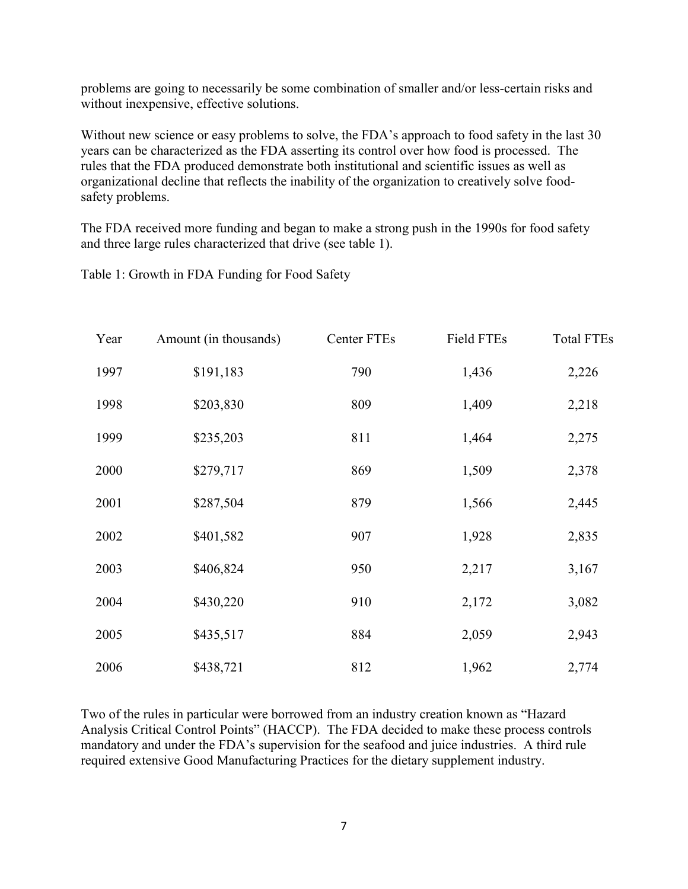problems are going to necessarily be some combination of smaller and/or less-certain risks and without inexpensive, effective solutions.

Without new science or easy problems to solve, the FDA's approach to food safety in the last 30 years can be characterized as the FDA asserting its control over how food is processed. The rules that the FDA produced demonstrate both institutional and scientific issues as well as organizational decline that reflects the inability of the organization to creatively solve food-safety problems.

The FDA received more funding and began to make a strong push in the 1990s for food safety and three large rules characterized that drive (see table 1).

Table 1: Growth in FDA Funding for Food Safety

| Year | Amount (in thousands) | Center FTEs | Field FTEs | Total FTEs |
|---|---|---|---|---|
| 1997 | $191,183 | 790 | 1,436 | 2,226 |
| 1998 | $203,830 | 809 | 1,409 | 2,218 |
| 1999 | $235,203 | 811 | 1,464 | 2,275 |
| 2000 | $279,717 | 869 | 1,509 | 2,378 |
| 2001 | $287,504 | 879 | 1,566 | 2,445 |
| 2002 | $401,582 | 907 | 1,928 | 2,835 |
| 2003 | $406,824 | 950 | 2,217 | 3,167 |
| 2004 | $430,220 | 910 | 2,172 | 3,082 |
| 2005 | $435,517 | 884 | 2,059 | 2,943 |
| 2006 | $438,721 | 812 | 1,962 | 2,774 |

Two of the rules in particular were borrowed from an industry creation known as "Hazard Analysis Critical Control Points" (HACCP). The FDA decided to make these process controls mandatory and under the FDA's supervision for the seafood and juice industries. A third rule required extensive Good Manufacturing Practices for the dietary supplement industry.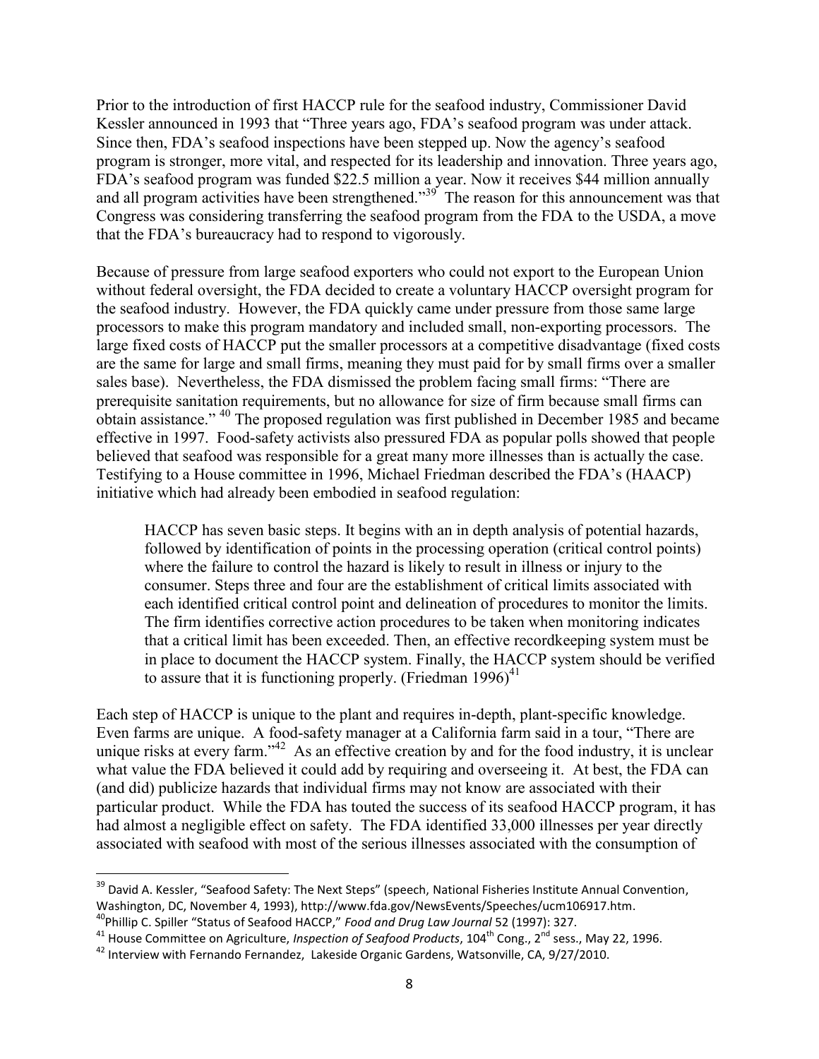Prior to the introduction of first HACCP rule for the seafood industry, Commissioner David Kessler announced in 1993 that "Three years ago, FDA's seafood program was under attack. Since then, FDA's seafood inspections have been stepped up. Now the agency's seafood program is stronger, more vital, and respected for its leadership and innovation. Three years ago, FDA's seafood program was funded $22.5 million a year. Now it receives $44 million annually and all program activities have been strengthened."[39] The reason for this announcement was that Congress was considering transferring the seafood program from the FDA to the USDA, a move that the FDA's bureaucracy had to respond to vigorously.

Because of pressure from large seafood exporters who could not export to the European Union without federal oversight, the FDA decided to create a voluntary HACCP oversight program for the seafood industry. However, the FDA quickly came under pressure from those same large processors to make this program mandatory and included small, non-exporting processors. The large fixed costs of HACCP put the smaller processors at a competitive disadvantage (fixed costs are the same for large and small firms, meaning they must paid for by small firms over a smaller sales base). Nevertheless, the FDA dismissed the problem facing small firms: "There are prerequisite sanitation requirements, but no allowance for size of firm because small firms can obtain assistance." [40] The proposed regulation was first published in December 1985 and became effective in 1997. Food-safety activists also pressured FDA as popular polls showed that people believed that seafood was responsible for a great many more illnesses than is actually the case. Testifying to a House committee in 1996, Michael Friedman described the FDA's (HAACP) initiative which had already been embodied in seafood regulation:

> HACCP has seven basic steps. It begins with an in depth analysis of potential hazards, followed by identification of points in the processing operation (critical control points) where the failure to control the hazard is likely to result in illness or injury to the consumer. Steps three and four are the establishment of critical limits associated with each identified critical control point and delineation of procedures to monitor the limits. The firm identifies corrective action procedures to be taken when monitoring indicates that a critical limit has been exceeded. Then, an effective recordkeeping system must be in place to document the HACCP system. Finally, the HACCP system should be verified to assure that it is functioning properly. (Friedman 1996)[41]

Each step of HACCP is unique to the plant and requires in-depth, plant-specific knowledge. Even farms are unique. A food-safety manager at a California farm said in a tour, "There are unique risks at every farm."[42] As an effective creation by and for the food industry, it is unclear what value the FDA believed it could add by requiring and overseeing it. At best, the FDA can (and did) publicize hazards that individual firms may not know are associated with their particular product. While the FDA has touted the success of its seafood HACCP program, it has had almost a negligible effect on safety. The FDA identified 33,000 illnesses per year directly associated with seafood with most of the serious illnesses associated with the consumption of

---

[39] David A. Kessler, "Seafood Safety: The Next Steps" (speech, National Fisheries Institute Annual Convention, Washington, DC, November 4, 1993), http://www.fda.gov/NewsEvents/Speeches/ucm106917.htm.

[40] Phillip C. Spiller "Status of Seafood HACCP," *Food and Drug Law Journal* 52 (1997): 327.

[41] House Committee on Agriculture, *Inspection of Seafood Products*, 104th Cong., 2nd sess., May 22, 1996.

[42] Interview with Fernando Fernandez, Lakeside Organic Gardens, Watsonville, CA, 9/27/2010.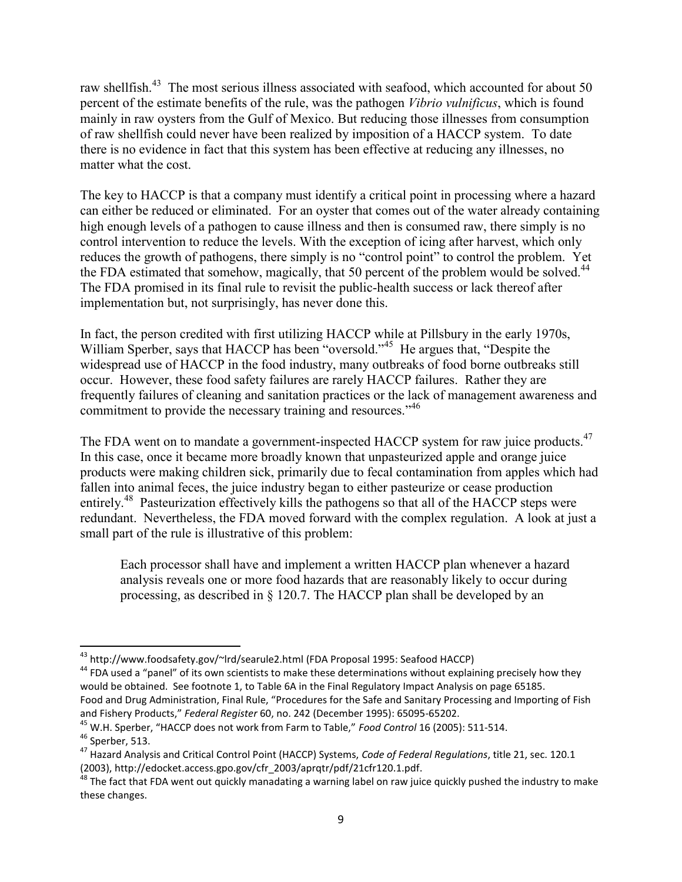raw shellfish.[43] The most serious illness associated with seafood, which accounted for about 50 percent of the estimate benefits of the rule, was the pathogen *Vibrio vulnificus*, which is found mainly in raw oysters from the Gulf of Mexico. But reducing those illnesses from consumption of raw shellfish could never have been realized by imposition of a HACCP system. To date there is no evidence in fact that this system has been effective at reducing any illnesses, no matter what the cost.

The key to HACCP is that a company must identify a critical point in processing where a hazard can either be reduced or eliminated. For an oyster that comes out of the water already containing high enough levels of a pathogen to cause illness and then is consumed raw, there simply is no control intervention to reduce the levels. With the exception of icing after harvest, which only reduces the growth of pathogens, there simply is no "control point" to control the problem. Yet the FDA estimated that somehow, magically, that 50 percent of the problem would be solved.[44] The FDA promised in its final rule to revisit the public-health success or lack thereof after implementation but, not surprisingly, has never done this.

In fact, the person credited with first utilizing HACCP while at Pillsbury in the early 1970s, William Sperber, says that HACCP has been "oversold."[45] He argues that, "Despite the widespread use of HACCP in the food industry, many outbreaks of food borne outbreaks still occur. However, these food safety failures are rarely HACCP failures. Rather they are frequently failures of cleaning and sanitation practices or the lack of management awareness and commitment to provide the necessary training and resources."[46]

The FDA went on to mandate a government-inspected HACCP system for raw juice products.[47] In this case, once it became more broadly known that unpasteurized apple and orange juice products were making children sick, primarily due to fecal contamination from apples which had fallen into animal feces, the juice industry began to either pasteurize or cease production entirely.[48] Pasteurization effectively kills the pathogens so that all of the HACCP steps were redundant. Nevertheless, the FDA moved forward with the complex regulation. A look at just a small part of the rule is illustrative of this problem:

> Each processor shall have and implement a written HACCP plan whenever a hazard analysis reveals one or more food hazards that are reasonably likely to occur during processing, as described in § 120.7. The HACCP plan shall be developed by an

---

[43] http://www.foodsafety.gov/~lrd/searule2.html (FDA Proposal 1995: Seafood HACCP)

[44] FDA used a "panel" of its own scientists to make these determinations without explaining precisely how they would be obtained. See footnote 1, to Table 6A in the Final Regulatory Impact Analysis on page 65185. Food and Drug Administration, Final Rule, "Procedures for the Safe and Sanitary Processing and Importing of Fish and Fishery Products," *Federal Register* 60, no. 242 (December 1995): 65095-65202.

[45] W.H. Sperber, "HACCP does not work from Farm to Table," *Food Control* 16 (2005): 511-514.

[46] Sperber, 513.

[47] Hazard Analysis and Critical Control Point (HACCP) Systems, *Code of Federal Regulations*, title 21, sec. 120.1 (2003), http://edocket.access.gpo.gov/cfr_2003/aprqtr/pdf/21cfr120.1.pdf.

[48] The fact that FDA went out quickly manadating a warning label on raw juice quickly pushed the industry to make these changes.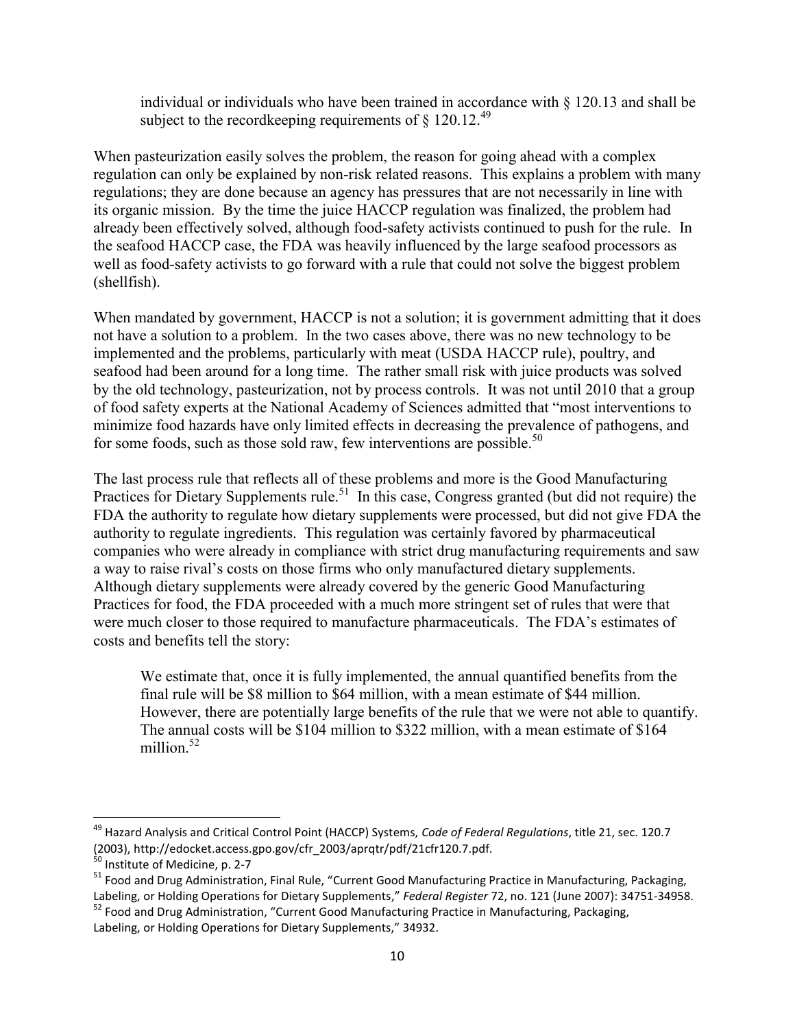> individual or individuals who have been trained in accordance with § 120.13 and shall be subject to the recordkeeping requirements of § 120.12.[49]

When pasteurization easily solves the problem, the reason for going ahead with a complex regulation can only be explained by non-risk related reasons. This explains a problem with many regulations; they are done because an agency has pressures that are not necessarily in line with its organic mission. By the time the juice HACCP regulation was finalized, the problem had already been effectively solved, although food-safety activists continued to push for the rule. In the seafood HACCP case, the FDA was heavily influenced by the large seafood processors as well as food-safety activists to go forward with a rule that could not solve the biggest problem (shellfish).

When mandated by government, HACCP is not a solution; it is government admitting that it does not have a solution to a problem. In the two cases above, there was no new technology to be implemented and the problems, particularly with meat (USDA HACCP rule), poultry, and seafood had been around for a long time. The rather small risk with juice products was solved by the old technology, pasteurization, not by process controls. It was not until 2010 that a group of food safety experts at the National Academy of Sciences admitted that "most interventions to minimize food hazards have only limited effects in decreasing the prevalence of pathogens, and for some foods, such as those sold raw, few interventions are possible.[50]

The last process rule that reflects all of these problems and more is the Good Manufacturing Practices for Dietary Supplements rule.[51] In this case, Congress granted (but did not require) the FDA the authority to regulate how dietary supplements were processed, but did not give FDA the authority to regulate ingredients. This regulation was certainly favored by pharmaceutical companies who were already in compliance with strict drug manufacturing requirements and saw a way to raise rival's costs on those firms who only manufactured dietary supplements. Although dietary supplements were already covered by the generic Good Manufacturing Practices for food, the FDA proceeded with a much more stringent set of rules that were that were much closer to those required to manufacture pharmaceuticals. The FDA's estimates of costs and benefits tell the story:

> We estimate that, once it is fully implemented, the annual quantified benefits from the final rule will be \$8 million to \$64 million, with a mean estimate of \$44 million. However, there are potentially large benefits of the rule that we were not able to quantify. The annual costs will be \$104 million to \$322 million, with a mean estimate of \$164 million.[52]

---

[49] Hazard Analysis and Critical Control Point (HACCP) Systems, *Code of Federal Regulations*, title 21, sec. 120.7 (2003), http://edocket.access.gpo.gov/cfr_2003/aprqtr/pdf/21cfr120.7.pdf.

[50] Institute of Medicine, p. 2-7

[51] Food and Drug Administration, Final Rule, "Current Good Manufacturing Practice in Manufacturing, Packaging, Labeling, or Holding Operations for Dietary Supplements," *Federal Register* 72, no. 121 (June 2007): 34751-34958.

[52] Food and Drug Administration, "Current Good Manufacturing Practice in Manufacturing, Packaging, Labeling, or Holding Operations for Dietary Supplements," 34932.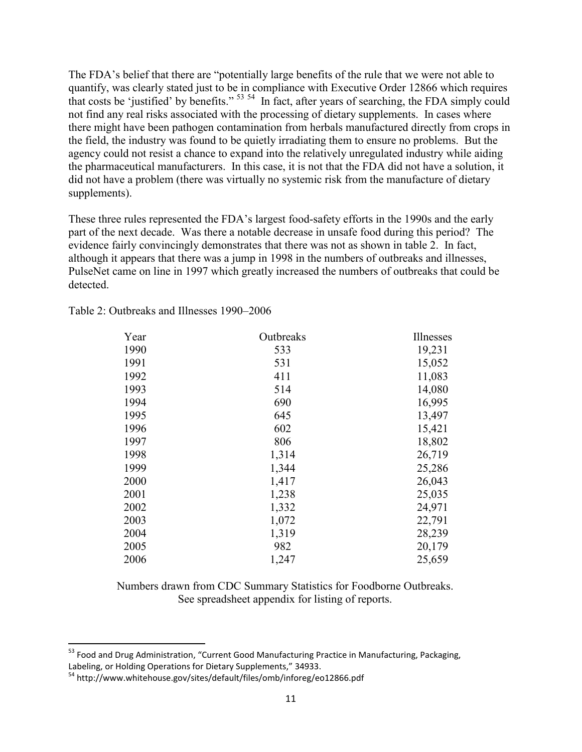The FDA's belief that there are "potentially large benefits of the rule that we were not able to quantify, was clearly stated just to be in compliance with Executive Order 12866 which requires that costs be 'justified' by benefits." [53] [54] In fact, after years of searching, the FDA simply could not find any real risks associated with the processing of dietary supplements. In cases where there might have been pathogen contamination from herbals manufactured directly from crops in the field, the industry was found to be quietly irradiating them to ensure no problems. But the agency could not resist a chance to expand into the relatively unregulated industry while aiding the pharmaceutical manufacturers. In this case, it is not that the FDA did not have a solution, it did not have a problem (there was virtually no systemic risk from the manufacture of dietary supplements).

These three rules represented the FDA's largest food-safety efforts in the 1990s and the early part of the next decade. Was there a notable decrease in unsafe food during this period? The evidence fairly convincingly demonstrates that there was not as shown in table 2. In fact, although it appears that there was a jump in 1998 in the numbers of outbreaks and illnesses, PulseNet came on line in 1997 which greatly increased the numbers of outbreaks that could be detected.

Table 2: Outbreaks and Illnesses 1990–2006

| Year | Outbreaks | Illnesses |
|---|---|---|
| 1990 | 533 | 19,231 |
| 1991 | 531 | 15,052 |
| 1992 | 411 | 11,083 |
| 1993 | 514 | 14,080 |
| 1994 | 690 | 16,995 |
| 1995 | 645 | 13,497 |
| 1996 | 602 | 15,421 |
| 1997 | 806 | 18,802 |
| 1998 | 1,314 | 26,719 |
| 1999 | 1,344 | 25,286 |
| 2000 | 1,417 | 26,043 |
| 2001 | 1,238 | 25,035 |
| 2002 | 1,332 | 24,971 |
| 2003 | 1,072 | 22,791 |
| 2004 | 1,319 | 28,239 |
| 2005 | 982 | 20,179 |
| 2006 | 1,247 | 25,659 |

Numbers drawn from CDC Summary Statistics for Foodborne Outbreaks.
See spreadsheet appendix for listing of reports.

[53] Food and Drug Administration, "Current Good Manufacturing Practice in Manufacturing, Packaging, Labeling, or Holding Operations for Dietary Supplements," 34933.

[54] http://www.whitehouse.gov/sites/default/files/omb/inforeg/eo12866.pdf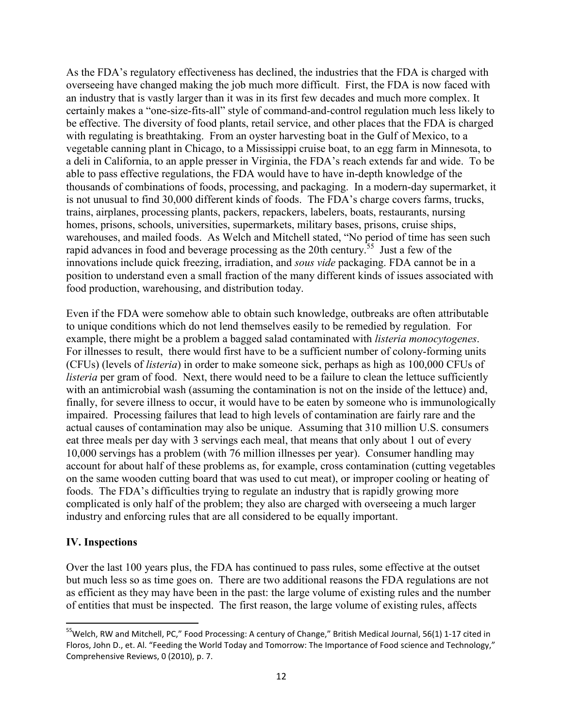As the FDA's regulatory effectiveness has declined, the industries that the FDA is charged with overseeing have changed making the job much more difficult. First, the FDA is now faced with an industry that is vastly larger than it was in its first few decades and much more complex. It certainly makes a "one-size-fits-all" style of command-and-control regulation much less likely to be effective. The diversity of food plants, retail service, and other places that the FDA is charged with regulating is breathtaking. From an oyster harvesting boat in the Gulf of Mexico, to a vegetable canning plant in Chicago, to a Mississippi cruise boat, to an egg farm in Minnesota, to a deli in California, to an apple presser in Virginia, the FDA's reach extends far and wide. To be able to pass effective regulations, the FDA would have to have in-depth knowledge of the thousands of combinations of foods, processing, and packaging. In a modern-day supermarket, it is not unusual to find 30,000 different kinds of foods. The FDA's charge covers farms, trucks, trains, airplanes, processing plants, packers, repackers, labelers, boats, restaurants, nursing homes, prisons, schools, universities, supermarkets, military bases, prisons, cruise ships, warehouses, and mailed foods. As Welch and Mitchell stated, "No period of time has seen such rapid advances in food and beverage processing as the 20th century.[55] Just a few of the innovations include quick freezing, irradiation, and *sous vide* packaging. FDA cannot be in a position to understand even a small fraction of the many different kinds of issues associated with food production, warehousing, and distribution today.

Even if the FDA were somehow able to obtain such knowledge, outbreaks are often attributable to unique conditions which do not lend themselves easily to be remedied by regulation. For example, there might be a problem a bagged salad contaminated with *listeria monocytogenes*. For illnesses to result, there would first have to be a sufficient number of colony-forming units (CFUs) (levels of *listeria*) in order to make someone sick, perhaps as high as 100,000 CFUs of *listeria* per gram of food. Next, there would need to be a failure to clean the lettuce sufficiently with an antimicrobial wash (assuming the contamination is not on the inside of the lettuce) and, finally, for severe illness to occur, it would have to be eaten by someone who is immunologically impaired. Processing failures that lead to high levels of contamination are fairly rare and the actual causes of contamination may also be unique. Assuming that 310 million U.S. consumers eat three meals per day with 3 servings each meal, that means that only about 1 out of every 10,000 servings has a problem (with 76 million illnesses per year). Consumer handling may account for about half of these problems as, for example, cross contamination (cutting vegetables on the same wooden cutting board that was used to cut meat), or improper cooling or heating of foods. The FDA's difficulties trying to regulate an industry that is rapidly growing more complicated is only half of the problem; they also are charged with overseeing a much larger industry and enforcing rules that are all considered to be equally important.

## IV. Inspections

Over the last 100 years plus, the FDA has continued to pass rules, some effective at the outset but much less so as time goes on. There are two additional reasons the FDA regulations are not as efficient as they may have been in the past: the large volume of existing rules and the number of entities that must be inspected. The first reason, the large volume of existing rules, affects

---

[55] Welch, RW and Mitchell, PC," Food Processing: A century of Change," British Medical Journal, 56(1) 1-17 cited in Floros, John D., et. Al. "Feeding the World Today and Tomorrow: The Importance of Food science and Technology," Comprehensive Reviews, 0 (2010), p. 7.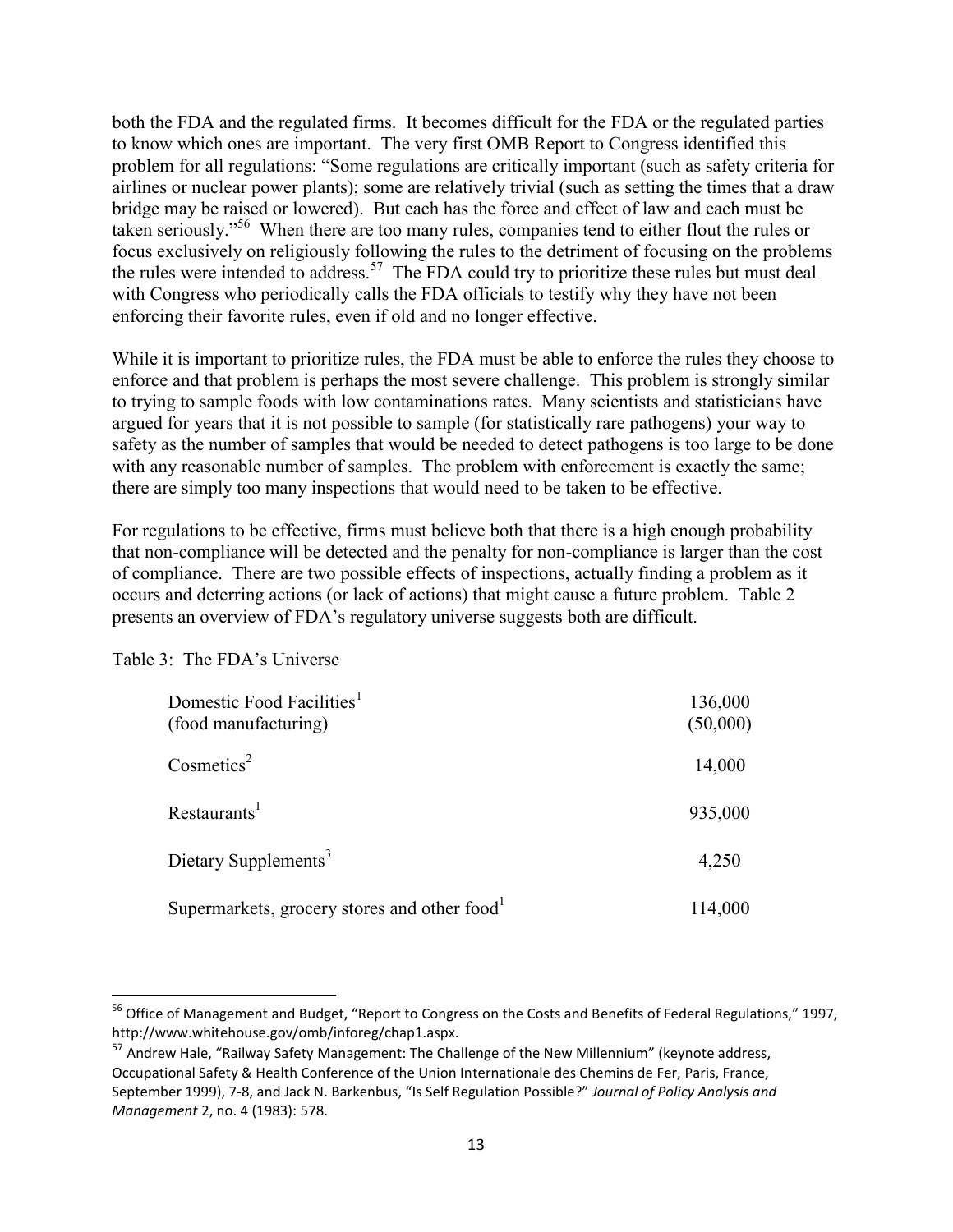both the FDA and the regulated firms. It becomes difficult for the FDA or the regulated parties to know which ones are important. The very first OMB Report to Congress identified this problem for all regulations: "Some regulations are critically important (such as safety criteria for airlines or nuclear power plants); some are relatively trivial (such as setting the times that a draw bridge may be raised or lowered). But each has the force and effect of law and each must be taken seriously."[56] When there are too many rules, companies tend to either flout the rules or focus exclusively on religiously following the rules to the detriment of focusing on the problems the rules were intended to address.[57] The FDA could try to prioritize these rules but must deal with Congress who periodically calls the FDA officials to testify why they have not been enforcing their favorite rules, even if old and no longer effective.

While it is important to prioritize rules, the FDA must be able to enforce the rules they choose to enforce and that problem is perhaps the most severe challenge. This problem is strongly similar to trying to sample foods with low contaminations rates. Many scientists and statisticians have argued for years that it is not possible to sample (for statistically rare pathogens) your way to safety as the number of samples that would be needed to detect pathogens is too large to be done with any reasonable number of samples. The problem with enforcement is exactly the same; there are simply too many inspections that would need to be taken to be effective.

For regulations to be effective, firms must believe both that there is a high enough probability that non-compliance will be detected and the penalty for non-compliance is larger than the cost of compliance. There are two possible effects of inspections, actually finding a problem as it occurs and deterring actions (or lack of actions) that might cause a future problem. Table 2 presents an overview of FDA's regulatory universe suggests both are difficult.

Table 3: The FDA's Universe

| | |
|---|---|
| Domestic Food Facilities[1] (food manufacturing) | 136,000 (50,000) |
| Cosmetics[2] | 14,000 |
| Restaurants[1] | 935,000 |
| Dietary Supplements[3] | 4,250 |
| Supermarkets, grocery stores and other food[1] | 114,000 |

[56] Office of Management and Budget, "Report to Congress on the Costs and Benefits of Federal Regulations," 1997, http://www.whitehouse.gov/omb/inforeg/chap1.aspx.

[57] Andrew Hale, "Railway Safety Management: The Challenge of the New Millennium" (keynote address, Occupational Safety & Health Conference of the Union Internationale des Chemins de Fer, Paris, France, September 1999), 7-8, and Jack N. Barkenbus, "Is Self Regulation Possible?" *Journal of Policy Analysis and Management* 2, no. 4 (1983): 578.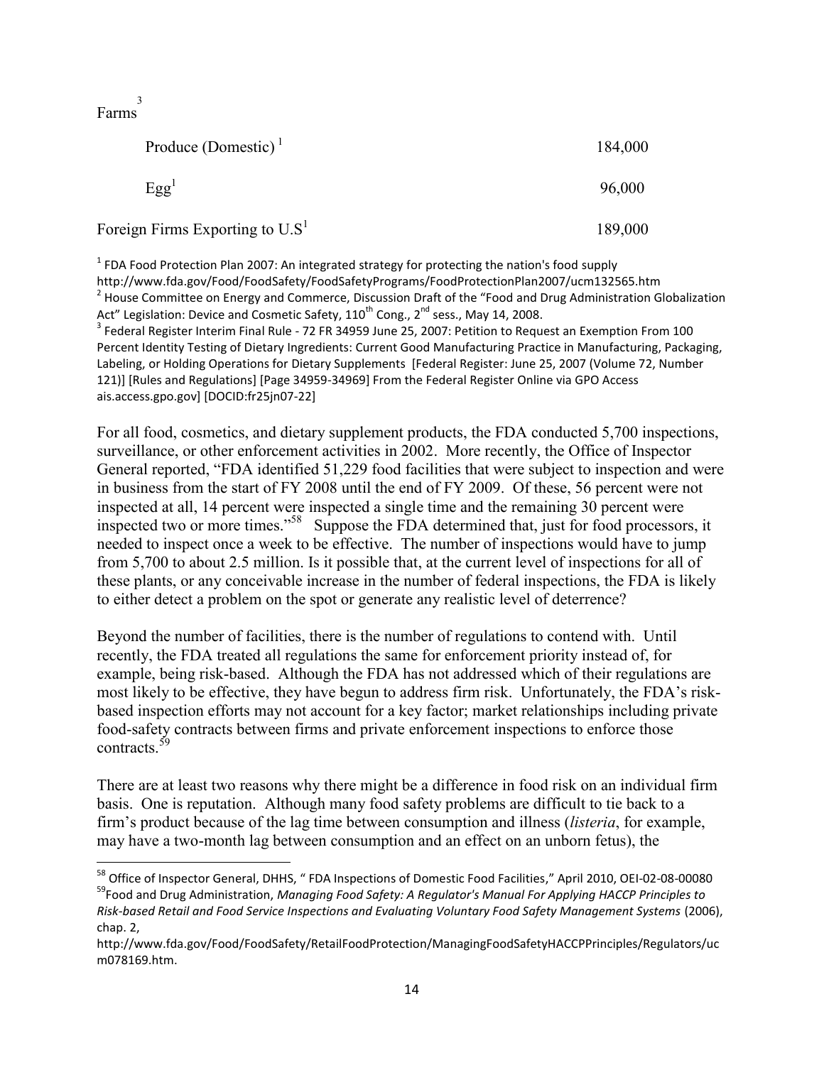| | |
|---|---|
| Farms[3] | |
| Produce (Domestic)[1] | 184,000 |
| Egg[1] | 96,000 |
| Foreign Firms Exporting to U.S[1] | 189,000 |

[1] FDA Food Protection Plan 2007: An integrated strategy for protecting the nation's food supply http://www.fda.gov/Food/FoodSafety/FoodSafetyPrograms/FoodProtectionPlan2007/ucm132565.htm

[2] House Committee on Energy and Commerce, Discussion Draft of the "Food and Drug Administration Globalization Act" Legislation: Device and Cosmetic Safety, 110th Cong., 2nd sess., May 14, 2008.

[3] Federal Register Interim Final Rule - 72 FR 34959 June 25, 2007: Petition to Request an Exemption From 100 Percent Identity Testing of Dietary Ingredients: Current Good Manufacturing Practice in Manufacturing, Packaging, Labeling, or Holding Operations for Dietary Supplements [Federal Register: June 25, 2007 (Volume 72, Number 121)] [Rules and Regulations] [Page 34959-34969] From the Federal Register Online via GPO Access ais.access.gpo.gov] [DOCID:fr25jn07-22]

For all food, cosmetics, and dietary supplement products, the FDA conducted 5,700 inspections, surveillance, or other enforcement activities in 2002. More recently, the Office of Inspector General reported, "FDA identified 51,229 food facilities that were subject to inspection and were in business from the start of FY 2008 until the end of FY 2009. Of these, 56 percent were not inspected at all, 14 percent were inspected a single time and the remaining 30 percent were inspected two or more times."[58] Suppose the FDA determined that, just for food processors, it needed to inspect once a week to be effective. The number of inspections would have to jump from 5,700 to about 2.5 million. Is it possible that, at the current level of inspections for all of these plants, or any conceivable increase in the number of federal inspections, the FDA is likely to either detect a problem on the spot or generate any realistic level of deterrence?

Beyond the number of facilities, there is the number of regulations to contend with. Until recently, the FDA treated all regulations the same for enforcement priority instead of, for example, being risk-based. Although the FDA has not addressed which of their regulations are most likely to be effective, they have begun to address firm risk. Unfortunately, the FDA's risk-based inspection efforts may not account for a key factor; market relationships including private food-safety contracts between firms and private enforcement inspections to enforce those contracts.[59]

There are at least two reasons why there might be a difference in food risk on an individual firm basis. One is reputation. Although many food safety problems are difficult to tie back to a firm's product because of the lag time between consumption and illness (*listeria*, for example, may have a two-month lag between consumption and an effect on an unborn fetus), the

[58] Office of Inspector General, DHHS, " FDA Inspections of Domestic Food Facilities," April 2010, OEI-02-08-00080

[59] Food and Drug Administration, *Managing Food Safety: A Regulator's Manual For Applying HACCP Principles to Risk-based Retail and Food Service Inspections and Evaluating Voluntary Food Safety Management Systems* (2006), chap. 2, http://www.fda.gov/Food/FoodSafety/RetailFoodProtection/ManagingFoodSafetyHACCPPrinciples/Regulators/ucm078169.htm.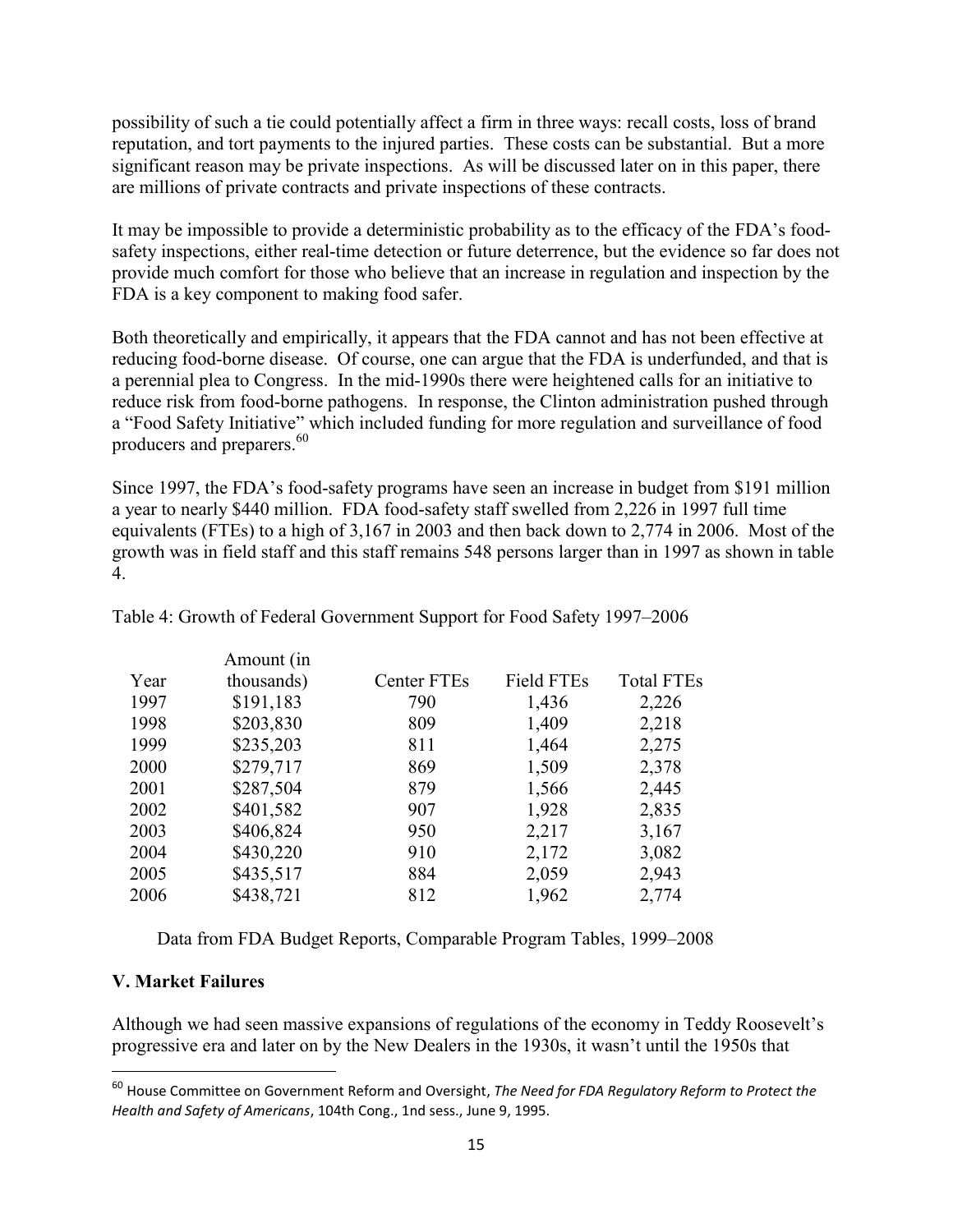possibility of such a tie could potentially affect a firm in three ways: recall costs, loss of brand reputation, and tort payments to the injured parties. These costs can be substantial. But a more significant reason may be private inspections. As will be discussed later on in this paper, there are millions of private contracts and private inspections of these contracts.

It may be impossible to provide a deterministic probability as to the efficacy of the FDA's food-safety inspections, either real-time detection or future deterrence, but the evidence so far does not provide much comfort for those who believe that an increase in regulation and inspection by the FDA is a key component to making food safer.

Both theoretically and empirically, it appears that the FDA cannot and has not been effective at reducing food-borne disease. Of course, one can argue that the FDA is underfunded, and that is a perennial plea to Congress. In the mid-1990s there were heightened calls for an initiative to reduce risk from food-borne pathogens. In response, the Clinton administration pushed through a "Food Safety Initiative" which included funding for more regulation and surveillance of food producers and preparers.[60]

Since 1997, the FDA's food-safety programs have seen an increase in budget from $191 million a year to nearly $440 million. FDA food-safety staff swelled from 2,226 in 1997 full time equivalents (FTEs) to a high of 3,167 in 2003 and then back down to 2,774 in 2006. Most of the growth was in field staff and this staff remains 548 persons larger than in 1997 as shown in table 4.

Table 4: Growth of Federal Government Support for Food Safety 1997–2006

| Year | Amount (in thousands) | Center FTEs | Field FTEs | Total FTEs |
|---|---|---|---|---|
| 1997 | $191,183 | 790 | 1,436 | 2,226 |
| 1998 | $203,830 | 809 | 1,409 | 2,218 |
| 1999 | $235,203 | 811 | 1,464 | 2,275 |
| 2000 | $279,717 | 869 | 1,509 | 2,378 |
| 2001 | $287,504 | 879 | 1,566 | 2,445 |
| 2002 | $401,582 | 907 | 1,928 | 2,835 |
| 2003 | $406,824 | 950 | 2,217 | 3,167 |
| 2004 | $430,220 | 910 | 2,172 | 3,082 |
| 2005 | $435,517 | 884 | 2,059 | 2,943 |
| 2006 | $438,721 | 812 | 1,962 | 2,774 |

Data from FDA Budget Reports, Comparable Program Tables, 1999–2008

**V. Market Failures**

Although we had seen massive expansions of regulations of the economy in Teddy Roosevelt's progressive era and later on by the New Dealers in the 1930s, it wasn't until the 1950s that

---

[60] House Committee on Government Reform and Oversight, *The Need for FDA Regulatory Reform to Protect the Health and Safety of Americans*, 104th Cong., 1nd sess., June 9, 1995.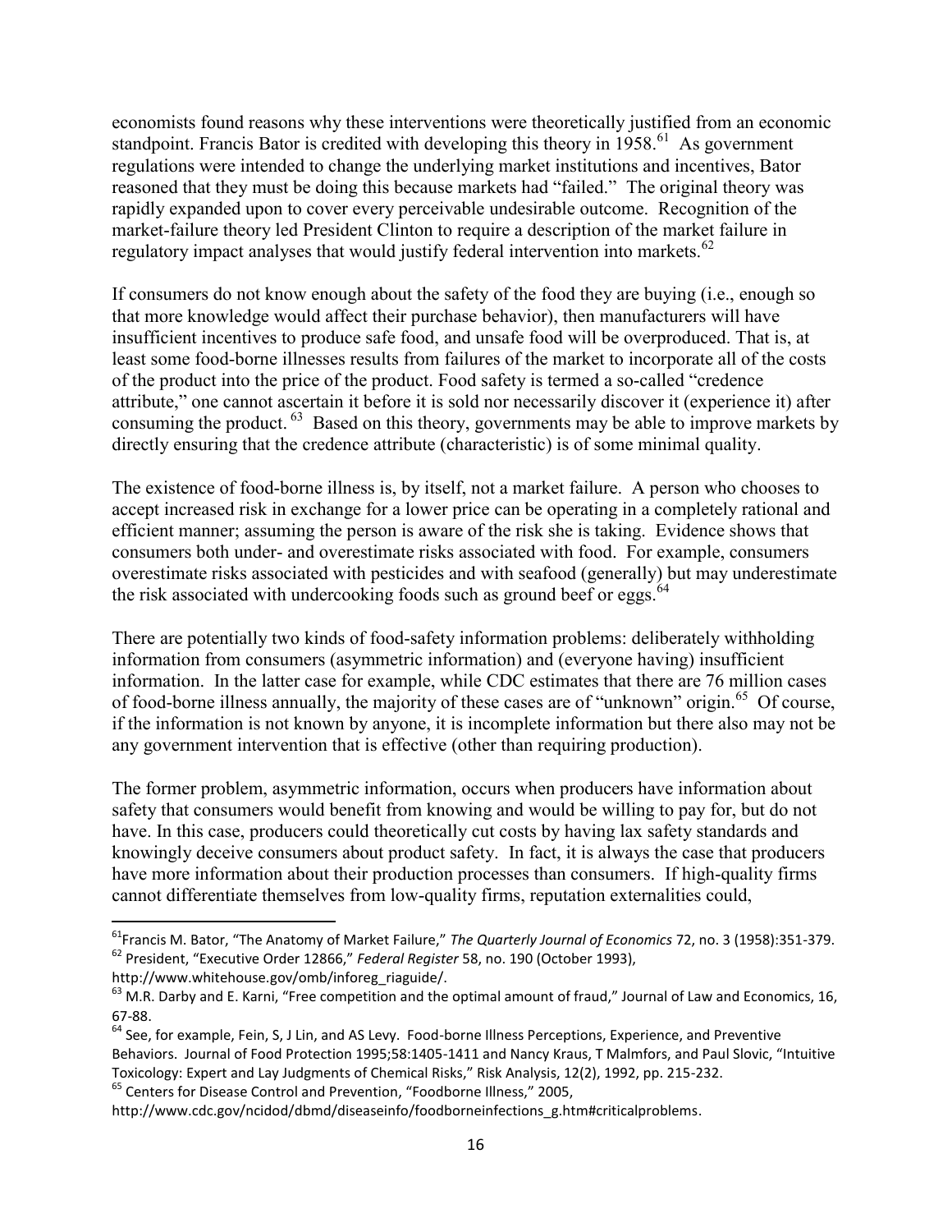economists found reasons why these interventions were theoretically justified from an economic standpoint. Francis Bator is credited with developing this theory in 1958.[61] As government regulations were intended to change the underlying market institutions and incentives, Bator reasoned that they must be doing this because markets had "failed." The original theory was rapidly expanded upon to cover every perceivable undesirable outcome. Recognition of the market-failure theory led President Clinton to require a description of the market failure in regulatory impact analyses that would justify federal intervention into markets.[62]

If consumers do not know enough about the safety of the food they are buying (i.e., enough so that more knowledge would affect their purchase behavior), then manufacturers will have insufficient incentives to produce safe food, and unsafe food will be overproduced. That is, at least some food-borne illnesses results from failures of the market to incorporate all of the costs of the product into the price of the product. Food safety is termed a so-called "credence attribute," one cannot ascertain it before it is sold nor necessarily discover it (experience it) after consuming the product.[63] Based on this theory, governments may be able to improve markets by directly ensuring that the credence attribute (characteristic) is of some minimal quality.

The existence of food-borne illness is, by itself, not a market failure. A person who chooses to accept increased risk in exchange for a lower price can be operating in a completely rational and efficient manner; assuming the person is aware of the risk she is taking. Evidence shows that consumers both under- and overestimate risks associated with food. For example, consumers overestimate risks associated with pesticides and with seafood (generally) but may underestimate the risk associated with undercooking foods such as ground beef or eggs.[64]

There are potentially two kinds of food-safety information problems: deliberately withholding information from consumers (asymmetric information) and (everyone having) insufficient information. In the latter case for example, while CDC estimates that there are 76 million cases of food-borne illness annually, the majority of these cases are of "unknown" origin.[65] Of course, if the information is not known by anyone, it is incomplete information but there also may not be any government intervention that is effective (other than requiring production).

The former problem, asymmetric information, occurs when producers have information about safety that consumers would benefit from knowing and would be willing to pay for, but do not have. In this case, producers could theoretically cut costs by having lax safety standards and knowingly deceive consumers about product safety. In fact, it is always the case that producers have more information about their production processes than consumers. If high-quality firms cannot differentiate themselves from low-quality firms, reputation externalities could,

---

[61] Francis M. Bator, "The Anatomy of Market Failure," *The Quarterly Journal of Economics* 72, no. 3 (1958):351-379.

[62] President, "Executive Order 12866," *Federal Register* 58, no. 190 (October 1993), http://www.whitehouse.gov/omb/inforeg_riaguide/.

[63] M.R. Darby and E. Karni, "Free competition and the optimal amount of fraud," Journal of Law and Economics, 16, 67-88.

[64] See, for example, Fein, S, J Lin, and AS Levy. Food-borne Illness Perceptions, Experience, and Preventive Behaviors. Journal of Food Protection 1995;58:1405-1411 and Nancy Kraus, T Malmfors, and Paul Slovic, "Intuitive Toxicology: Expert and Lay Judgments of Chemical Risks," Risk Analysis, 12(2), 1992, pp. 215-232.

[65] Centers for Disease Control and Prevention, "Foodborne Illness," 2005, http://www.cdc.gov/ncidod/dbmd/diseaseinfo/foodborneinfections_g.htm#criticalproblems.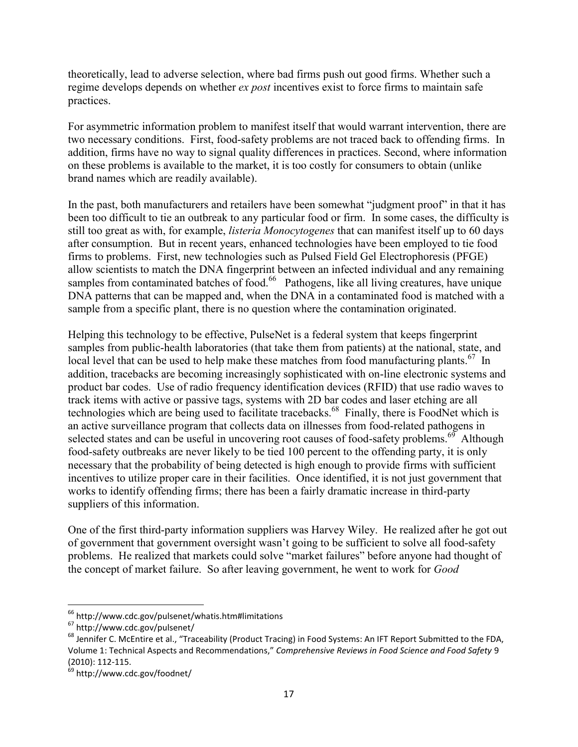theoretically, lead to adverse selection, where bad firms push out good firms. Whether such a regime develops depends on whether *ex post* incentives exist to force firms to maintain safe practices.

For asymmetric information problem to manifest itself that would warrant intervention, there are two necessary conditions. First, food-safety problems are not traced back to offending firms. In addition, firms have no way to signal quality differences in practices. Second, where information on these problems is available to the market, it is too costly for consumers to obtain (unlike brand names which are readily available).

In the past, both manufacturers and retailers have been somewhat "judgment proof" in that it has been too difficult to tie an outbreak to any particular food or firm. In some cases, the difficulty is still too great as with, for example, *listeria Monocytogenes* that can manifest itself up to 60 days after consumption. But in recent years, enhanced technologies have been employed to tie food firms to problems. First, new technologies such as Pulsed Field Gel Electrophoresis (PFGE) allow scientists to match the DNA fingerprint between an infected individual and any remaining samples from contaminated batches of food.[66] Pathogens, like all living creatures, have unique DNA patterns that can be mapped and, when the DNA in a contaminated food is matched with a sample from a specific plant, there is no question where the contamination originated.

Helping this technology to be effective, PulseNet is a federal system that keeps fingerprint samples from public-health laboratories (that take them from patients) at the national, state, and local level that can be used to help make these matches from food manufacturing plants.[67] In addition, tracebacks are becoming increasingly sophisticated with on-line electronic systems and product bar codes. Use of radio frequency identification devices (RFID) that use radio waves to track items with active or passive tags, systems with 2D bar codes and laser etching are all technologies which are being used to facilitate tracebacks.[68] Finally, there is FoodNet which is an active surveillance program that collects data on illnesses from food-related pathogens in selected states and can be useful in uncovering root causes of food-safety problems.[69] Although food-safety outbreaks are never likely to be tied 100 percent to the offending party, it is only necessary that the probability of being detected is high enough to provide firms with sufficient incentives to utilize proper care in their facilities. Once identified, it is not just government that works to identify offending firms; there has been a fairly dramatic increase in third-party suppliers of this information.

One of the first third-party information suppliers was Harvey Wiley. He realized after he got out of government that government oversight wasn't going to be sufficient to solve all food-safety problems. He realized that markets could solve "market failures" before anyone had thought of the concept of market failure. So after leaving government, he went to work for *Good*

---

[66] http://www.cdc.gov/pulsenet/whatis.htm#limitations

[67] http://www.cdc.gov/pulsenet/

[68] Jennifer C. McEntire et al., "Traceability (Product Tracing) in Food Systems: An IFT Report Submitted to the FDA, Volume 1: Technical Aspects and Recommendations," *Comprehensive Reviews in Food Science and Food Safety* 9 (2010): 112-115.

[69] http://www.cdc.gov/foodnet/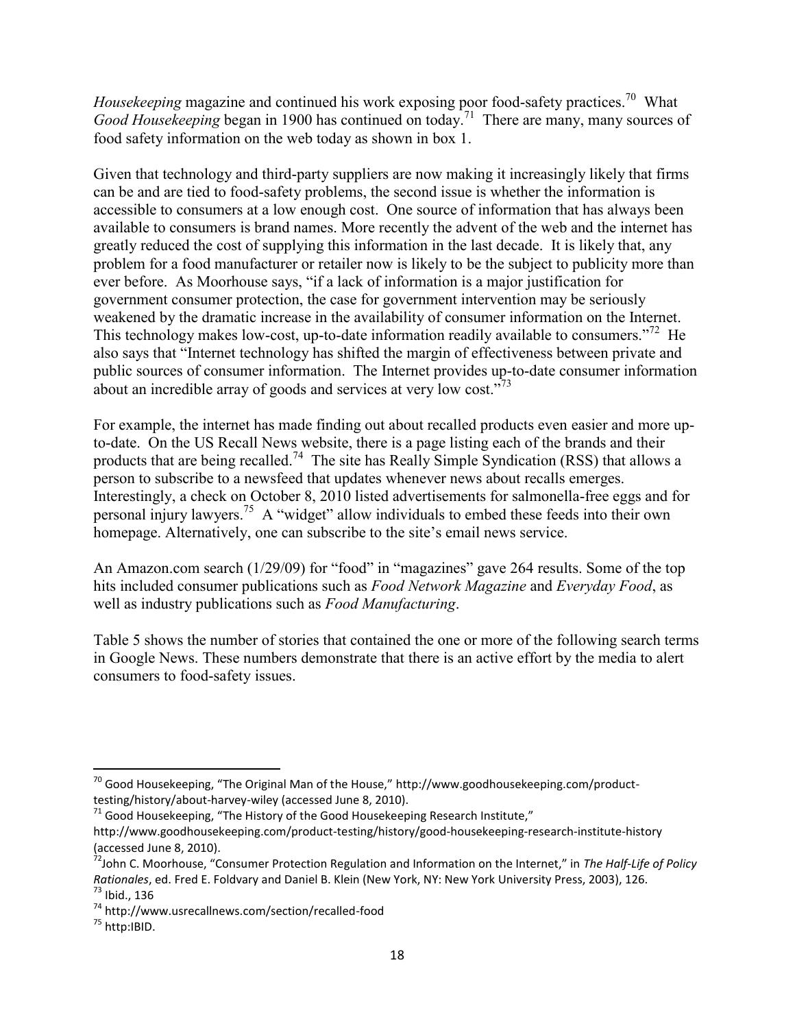*Housekeeping* magazine and continued his work exposing poor food-safety practices.[70] What *Good Housekeeping* began in 1900 has continued on today.[71] There are many, many sources of food safety information on the web today as shown in box 1.

Given that technology and third-party suppliers are now making it increasingly likely that firms can be and are tied to food-safety problems, the second issue is whether the information is accessible to consumers at a low enough cost. One source of information that has always been available to consumers is brand names. More recently the advent of the web and the internet has greatly reduced the cost of supplying this information in the last decade. It is likely that, any problem for a food manufacturer or retailer now is likely to be the subject to publicity more than ever before. As Moorhouse says, "if a lack of information is a major justification for government consumer protection, the case for government intervention may be seriously weakened by the dramatic increase in the availability of consumer information on the Internet. This technology makes low-cost, up-to-date information readily available to consumers."[72] He also says that "Internet technology has shifted the margin of effectiveness between private and public sources of consumer information. The Internet provides up-to-date consumer information about an incredible array of goods and services at very low cost."[73]

For example, the internet has made finding out about recalled products even easier and more up-to-date. On the US Recall News website, there is a page listing each of the brands and their products that are being recalled.[74] The site has Really Simple Syndication (RSS) that allows a person to subscribe to a newsfeed that updates whenever news about recalls emerges. Interestingly, a check on October 8, 2010 listed advertisements for salmonella-free eggs and for personal injury lawyers.[75] A "widget" allow individuals to embed these feeds into their own homepage. Alternatively, one can subscribe to the site's email news service.

An Amazon.com search (1/29/09) for "food" in "magazines" gave 264 results. Some of the top hits included consumer publications such as *Food Network Magazine* and *Everyday Food*, as well as industry publications such as *Food Manufacturing*.

Table 5 shows the number of stories that contained the one or more of the following search terms in Google News. These numbers demonstrate that there is an active effort by the media to alert consumers to food-safety issues.

---

[70] Good Housekeeping, "The Original Man of the House," http://www.goodhousekeeping.com/product-testing/history/about-harvey-wiley (accessed June 8, 2010).

[71] Good Housekeeping, "The History of the Good Housekeeping Research Institute," http://www.goodhousekeeping.com/product-testing/history/good-housekeeping-research-institute-history (accessed June 8, 2010).

[72] John C. Moorhouse, "Consumer Protection Regulation and Information on the Internet," in *The Half-Life of Policy Rationales*, ed. Fred E. Foldvary and Daniel B. Klein (New York, NY: New York University Press, 2003), 126.

[73] Ibid., 136

[74] http://www.usrecallnews.com/section/recalled-food

[75] http:IBID.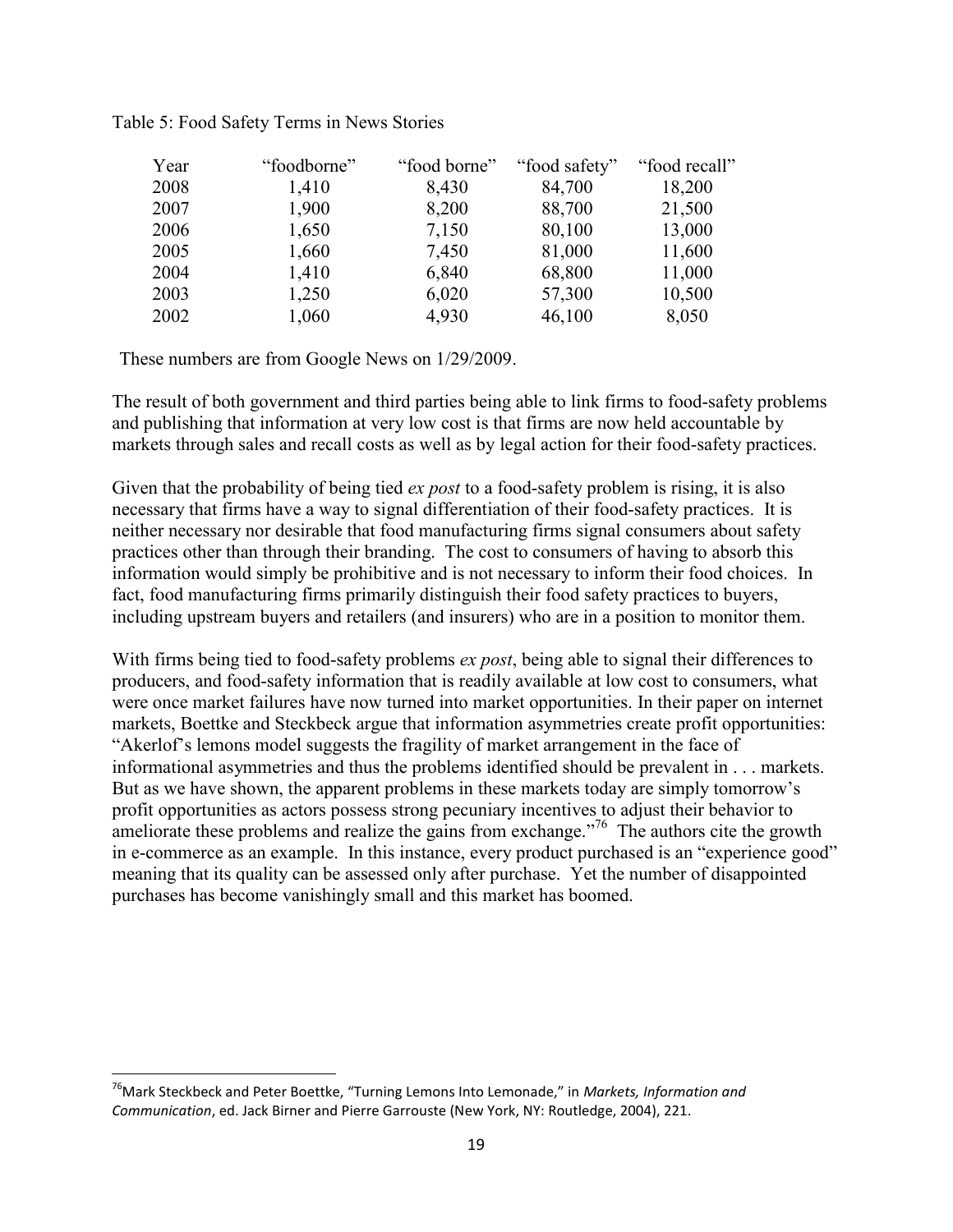Table 5: Food Safety Terms in News Stories

| Year | "foodborne" | "food borne" | "food safety" | "food recall" |
|---|---|---|---|---|
| 2008 | 1,410 | 8,430 | 84,700 | 18,200 |
| 2007 | 1,900 | 8,200 | 88,700 | 21,500 |
| 2006 | 1,650 | 7,150 | 80,100 | 13,000 |
| 2005 | 1,660 | 7,450 | 81,000 | 11,600 |
| 2004 | 1,410 | 6,840 | 68,800 | 11,000 |
| 2003 | 1,250 | 6,020 | 57,300 | 10,500 |
| 2002 | 1,060 | 4,930 | 46,100 | 8,050 |

These numbers are from Google News on 1/29/2009.

The result of both government and third parties being able to link firms to food-safety problems and publishing that information at very low cost is that firms are now held accountable by markets through sales and recall costs as well as by legal action for their food-safety practices.

Given that the probability of being tied *ex post* to a food-safety problem is rising, it is also necessary that firms have a way to signal differentiation of their food-safety practices. It is neither necessary nor desirable that food manufacturing firms signal consumers about safety practices other than through their branding. The cost to consumers of having to absorb this information would simply be prohibitive and is not necessary to inform their food choices. In fact, food manufacturing firms primarily distinguish their food safety practices to buyers, including upstream buyers and retailers (and insurers) who are in a position to monitor them.

With firms being tied to food-safety problems *ex post*, being able to signal their differences to producers, and food-safety information that is readily available at low cost to consumers, what were once market failures have now turned into market opportunities. In their paper on internet markets, Boettke and Steckbeck argue that information asymmetries create profit opportunities: "Akerlof's lemons model suggests the fragility of market arrangement in the face of informational asymmetries and thus the problems identified should be prevalent in . . . markets. But as we have shown, the apparent problems in these markets today are simply tomorrow's profit opportunities as actors possess strong pecuniary incentives to adjust their behavior to ameliorate these problems and realize the gains from exchange."[76] The authors cite the growth in e-commerce as an example. In this instance, every product purchased is an "experience good" meaning that its quality can be assessed only after purchase. Yet the number of disappointed purchases has become vanishingly small and this market has boomed.

[76] Mark Steckbeck and Peter Boettke, "Turning Lemons Into Lemonade," in *Markets, Information and Communication*, ed. Jack Birner and Pierre Garrouste (New York, NY: Routledge, 2004), 221.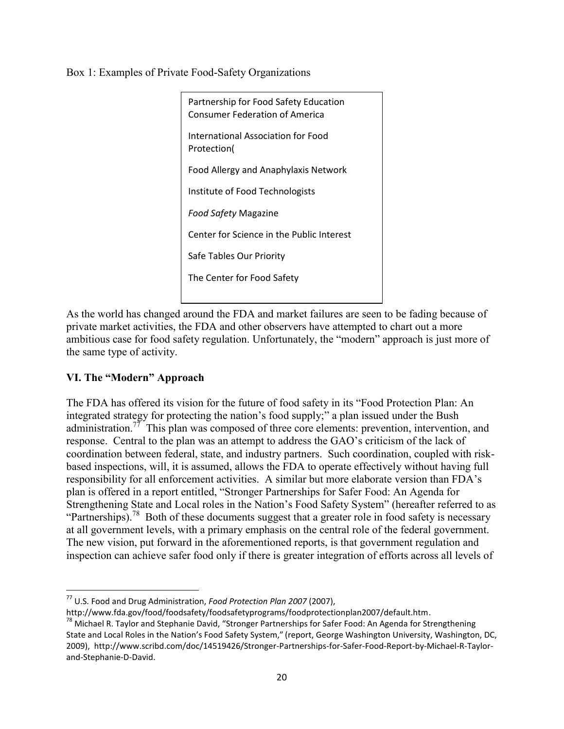Box 1: Examples of Private Food-Safety Organizations

Partnership for Food Safety Education
Consumer Federation of America

International Association for Food Protection(

Food Allergy and Anaphylaxis Network

Institute of Food Technologists

*Food Safety* Magazine

Center for Science in the Public Interest

Safe Tables Our Priority

The Center for Food Safety

As the world has changed around the FDA and market failures are seen to be fading because of private market activities, the FDA and other observers have attempted to chart out a more ambitious case for food safety regulation. Unfortunately, the "modern" approach is just more of the same type of activity.

## VI. The "Modern" Approach

The FDA has offered its vision for the future of food safety in its "Food Protection Plan: An integrated strategy for protecting the nation's food supply;" a plan issued under the Bush administration.[77] This plan was composed of three core elements: prevention, intervention, and response. Central to the plan was an attempt to address the GAO's criticism of the lack of coordination between federal, state, and industry partners. Such coordination, coupled with risk-based inspections, will, it is assumed, allows the FDA to operate effectively without having full responsibility for all enforcement activities. A similar but more elaborate version than FDA's plan is offered in a report entitled, "Stronger Partnerships for Safer Food: An Agenda for Strengthening State and Local roles in the Nation's Food Safety System" (hereafter referred to as "Partnerships).[78] Both of these documents suggest that a greater role in food safety is necessary at all government levels, with a primary emphasis on the central role of the federal government. The new vision, put forward in the aforementioned reports, is that government regulation and inspection can achieve safer food only if there is greater integration of efforts across all levels of

---

[77] U.S. Food and Drug Administration, *Food Protection Plan 2007* (2007), http://www.fda.gov/food/foodsafety/foodsafetyprograms/foodprotectionplan2007/default.htm.

[78] Michael R. Taylor and Stephanie David, "Stronger Partnerships for Safer Food: An Agenda for Strengthening State and Local Roles in the Nation's Food Safety System," (report, George Washington University, Washington, DC, 2009), http://www.scribd.com/doc/14519426/Stronger-Partnerships-for-Safer-Food-Report-by-Michael-R-Taylor-and-Stephanie-D-David.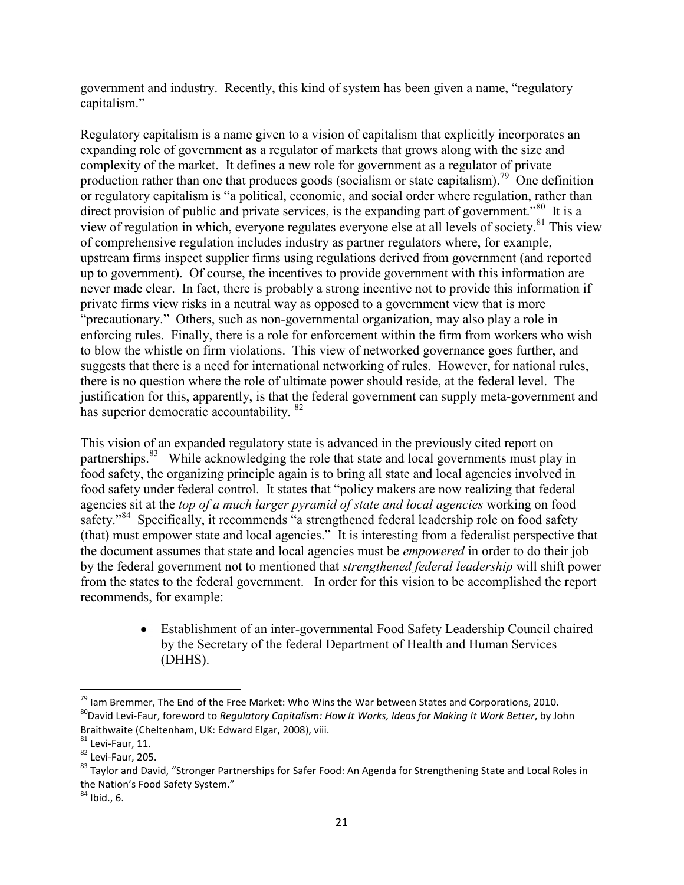government and industry. Recently, this kind of system has been given a name, "regulatory capitalism."

Regulatory capitalism is a name given to a vision of capitalism that explicitly incorporates an expanding role of government as a regulator of markets that grows along with the size and complexity of the market. It defines a new role for government as a regulator of private production rather than one that produces goods (socialism or state capitalism).[79] One definition or regulatory capitalism is "a political, economic, and social order where regulation, rather than direct provision of public and private services, is the expanding part of government."[80] It is a view of regulation in which, everyone regulates everyone else at all levels of society.[81] This view of comprehensive regulation includes industry as partner regulators where, for example, upstream firms inspect supplier firms using regulations derived from government (and reported up to government). Of course, the incentives to provide government with this information are never made clear. In fact, there is probably a strong incentive not to provide this information if private firms view risks in a neutral way as opposed to a government view that is more "precautionary." Others, such as non-governmental organization, may also play a role in enforcing rules. Finally, there is a role for enforcement within the firm from workers who wish to blow the whistle on firm violations. This view of networked governance goes further, and suggests that there is a need for international networking of rules. However, for national rules, there is no question where the role of ultimate power should reside, at the federal level. The justification for this, apparently, is that the federal government can supply meta-government and has superior democratic accountability. [82]

This vision of an expanded regulatory state is advanced in the previously cited report on partnerships.[83] While acknowledging the role that state and local governments must play in food safety, the organizing principle again is to bring all state and local agencies involved in food safety under federal control. It states that "policy makers are now realizing that federal agencies sit at the *top of a much larger pyramid of state and local agencies* working on food safety."[84] Specifically, it recommends "a strengthened federal leadership role on food safety (that) must empower state and local agencies." It is interesting from a federalist perspective that the document assumes that state and local agencies must be *empowered* in order to do their job by the federal government not to mentioned that *strengthened federal leadership* will shift power from the states to the federal government. In order for this vision to be accomplished the report recommends, for example:

- Establishment of an inter-governmental Food Safety Leadership Council chaired by the Secretary of the federal Department of Health and Human Services (DHHS).

---

[79] Iam Bremmer, The End of the Free Market: Who Wins the War between States and Corporations, 2010.

[80] David Levi-Faur, foreword to *Regulatory Capitalism: How It Works, Ideas for Making It Work Better*, by John Braithwaite (Cheltenham, UK: Edward Elgar, 2008), viii.

[81] Levi-Faur, 11.

[82] Levi-Faur, 205.

[83] Taylor and David, "Stronger Partnerships for Safer Food: An Agenda for Strengthening State and Local Roles in the Nation's Food Safety System."

[84] Ibid., 6.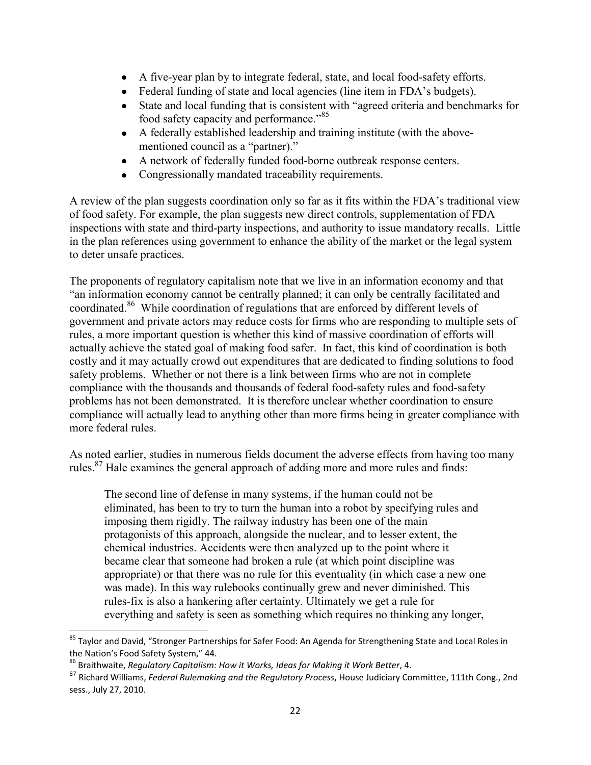- A five-year plan by to integrate federal, state, and local food-safety efforts.
- Federal funding of state and local agencies (line item in FDA's budgets).
- State and local funding that is consistent with "agreed criteria and benchmarks for food safety capacity and performance."[85]
- A federally established leadership and training institute (with the above-mentioned council as a "partner)."
- A network of federally funded food-borne outbreak response centers.
- Congressionally mandated traceability requirements.

A review of the plan suggests coordination only so far as it fits within the FDA's traditional view of food safety. For example, the plan suggests new direct controls, supplementation of FDA inspections with state and third-party inspections, and authority to issue mandatory recalls. Little in the plan references using government to enhance the ability of the market or the legal system to deter unsafe practices.

The proponents of regulatory capitalism note that we live in an information economy and that "an information economy cannot be centrally planned; it can only be centrally facilitated and coordinated.[86] While coordination of regulations that are enforced by different levels of government and private actors may reduce costs for firms who are responding to multiple sets of rules, a more important question is whether this kind of massive coordination of efforts will actually achieve the stated goal of making food safer. In fact, this kind of coordination is both costly and it may actually crowd out expenditures that are dedicated to finding solutions to food safety problems. Whether or not there is a link between firms who are not in complete compliance with the thousands and thousands of federal food-safety rules and food-safety problems has not been demonstrated. It is therefore unclear whether coordination to ensure compliance will actually lead to anything other than more firms being in greater compliance with more federal rules.

As noted earlier, studies in numerous fields document the adverse effects from having too many rules.[87] Hale examines the general approach of adding more and more rules and finds:

> The second line of defense in many systems, if the human could not be eliminated, has been to try to turn the human into a robot by specifying rules and imposing them rigidly. The railway industry has been one of the main protagonists of this approach, alongside the nuclear, and to lesser extent, the chemical industries. Accidents were then analyzed up to the point where it became clear that someone had broken a rule (at which point discipline was appropriate) or that there was no rule for this eventuality (in which case a new one was made). In this way rulebooks continually grew and never diminished. This rules-fix is also a hankering after certainty. Ultimately we get a rule for everything and safety is seen as something which requires no thinking any longer,

[85] Taylor and David, "Stronger Partnerships for Safer Food: An Agenda for Strengthening State and Local Roles in the Nation's Food Safety System," 44.

[86] Braithwaite, *Regulatory Capitalism: How it Works, Ideas for Making it Work Better*, 4.

[87] Richard Williams, *Federal Rulemaking and the Regulatory Process*, House Judiciary Committee, 111th Cong., 2nd sess., July 27, 2010.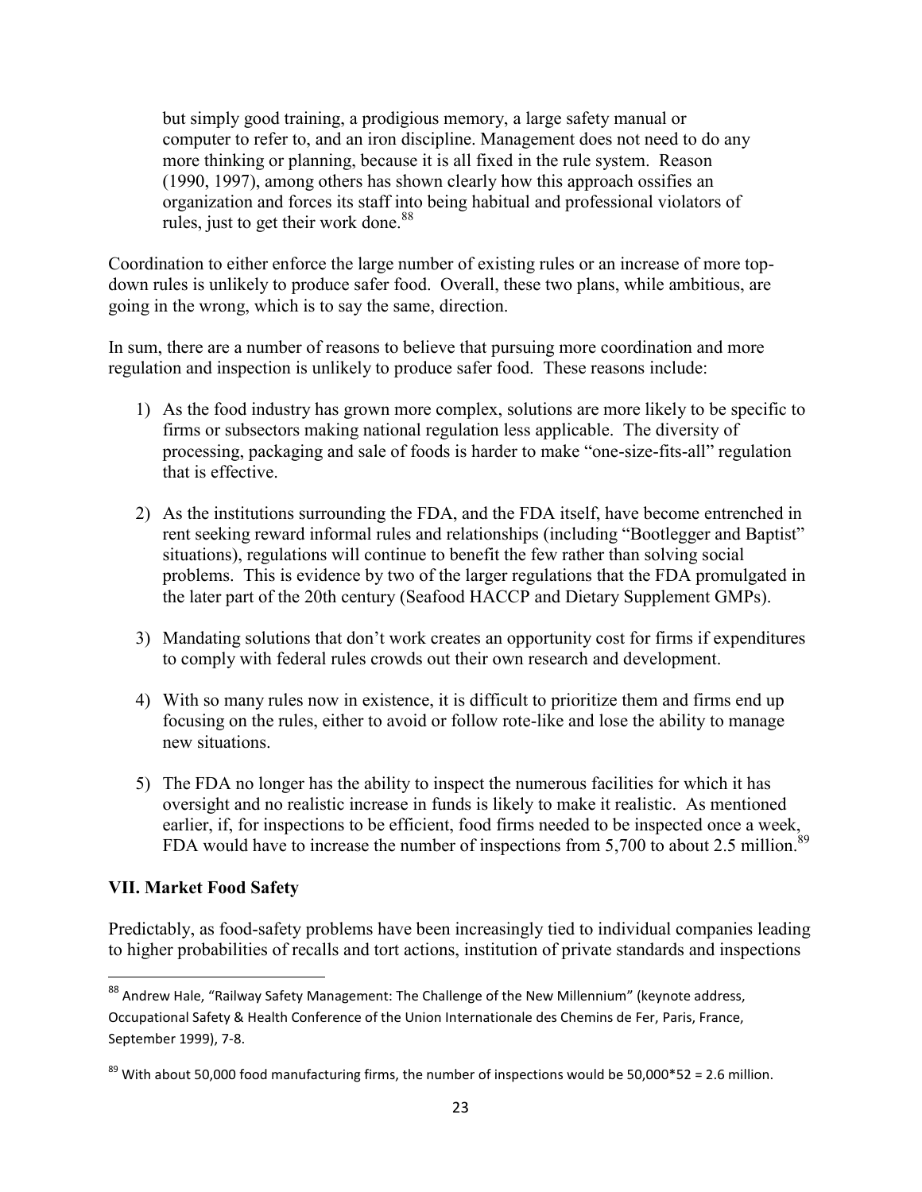> but simply good training, a prodigious memory, a large safety manual or computer to refer to, and an iron discipline. Management does not need to do any more thinking or planning, because it is all fixed in the rule system. Reason (1990, 1997), among others has shown clearly how this approach ossifies an organization and forces its staff into being habitual and professional violators of rules, just to get their work done.[88]

Coordination to either enforce the large number of existing rules or an increase of more top-down rules is unlikely to produce safer food. Overall, these two plans, while ambitious, are going in the wrong, which is to say the same, direction.

In sum, there are a number of reasons to believe that pursuing more coordination and more regulation and inspection is unlikely to produce safer food. These reasons include:

1) As the food industry has grown more complex, solutions are more likely to be specific to firms or subsectors making national regulation less applicable. The diversity of processing, packaging and sale of foods is harder to make "one-size-fits-all" regulation that is effective.

2) As the institutions surrounding the FDA, and the FDA itself, have become entrenched in rent seeking reward informal rules and relationships (including "Bootlegger and Baptist" situations), regulations will continue to benefit the few rather than solving social problems. This is evidence by two of the larger regulations that the FDA promulgated in the later part of the 20th century (Seafood HACCP and Dietary Supplement GMPs).

3) Mandating solutions that don't work creates an opportunity cost for firms if expenditures to comply with federal rules crowds out their own research and development.

4) With so many rules now in existence, it is difficult to prioritize them and firms end up focusing on the rules, either to avoid or follow rote-like and lose the ability to manage new situations.

5) The FDA no longer has the ability to inspect the numerous facilities for which it has oversight and no realistic increase in funds is likely to make it realistic. As mentioned earlier, if, for inspections to be efficient, food firms needed to be inspected once a week, FDA would have to increase the number of inspections from 5,700 to about 2.5 million.[89]

## VII. Market Food Safety

Predictably, as food-safety problems have been increasingly tied to individual companies leading to higher probabilities of recalls and tort actions, institution of private standards and inspections

---

[88] Andrew Hale, "Railway Safety Management: The Challenge of the New Millennium" (keynote address, Occupational Safety & Health Conference of the Union Internationale des Chemins de Fer, Paris, France, September 1999), 7-8.

[89] With about 50,000 food manufacturing firms, the number of inspections would be 50,000*52 = 2.6 million.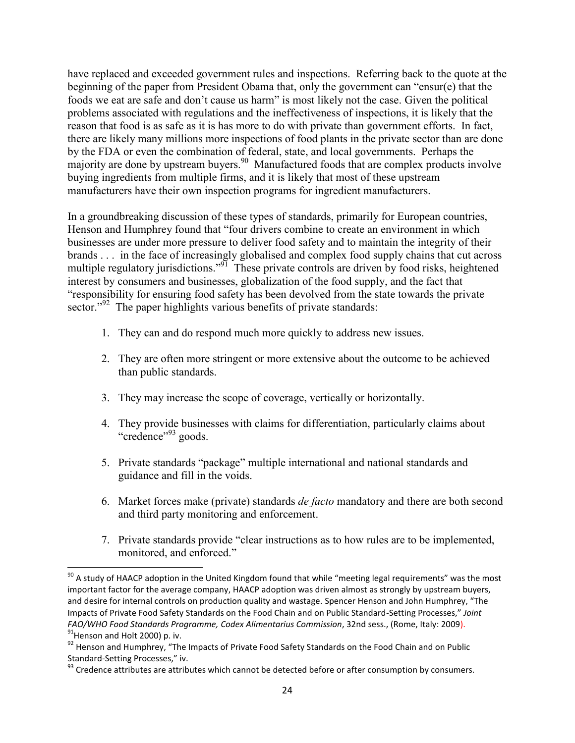have replaced and exceeded government rules and inspections. Referring back to the quote at the beginning of the paper from President Obama that, only the government can "ensur(e) that the foods we eat are safe and don't cause us harm" is most likely not the case. Given the political problems associated with regulations and the ineffectiveness of inspections, it is likely that the reason that food is as safe as it is has more to do with private than government efforts. In fact, there are likely many millions more inspections of food plants in the private sector than are done by the FDA or even the combination of federal, state, and local governments. Perhaps the majority are done by upstream buyers.[90] Manufactured foods that are complex products involve buying ingredients from multiple firms, and it is likely that most of these upstream manufacturers have their own inspection programs for ingredient manufacturers.

In a groundbreaking discussion of these types of standards, primarily for European countries, Henson and Humphrey found that "four drivers combine to create an environment in which businesses are under more pressure to deliver food safety and to maintain the integrity of their brands . . . in the face of increasingly globalised and complex food supply chains that cut across multiple regulatory jurisdictions."[91] These private controls are driven by food risks, heightened interest by consumers and businesses, globalization of the food supply, and the fact that "responsibility for ensuring food safety has been devolved from the state towards the private sector."[92] The paper highlights various benefits of private standards:

1. They can and do respond much more quickly to address new issues.
2. They are often more stringent or more extensive about the outcome to be achieved than public standards.
3. They may increase the scope of coverage, vertically or horizontally.
4. They provide businesses with claims for differentiation, particularly claims about "credence"[93] goods.
5. Private standards "package" multiple international and national standards and guidance and fill in the voids.
6. Market forces make (private) standards *de facto* mandatory and there are both second and third party monitoring and enforcement.
7. Private standards provide "clear instructions as to how rules are to be implemented, monitored, and enforced."

---

[90] A study of HAACP adoption in the United Kingdom found that while "meeting legal requirements" was the most important factor for the average company, HAACP adoption was driven almost as strongly by upstream buyers, and desire for internal controls on production quality and wastage. Spencer Henson and John Humphrey, "The Impacts of Private Food Safety Standards on the Food Chain and on Public Standard-Setting Processes," *Joint FAO/WHO Food Standards Programme, Codex Alimentarius Commission*, 32nd sess., (Rome, Italy: 2009).

[91] Henson and Holt 2000) p. iv.

[92] Henson and Humphrey, "The Impacts of Private Food Safety Standards on the Food Chain and on Public Standard-Setting Processes," iv.

[93] Credence attributes are attributes which cannot be detected before or after consumption by consumers.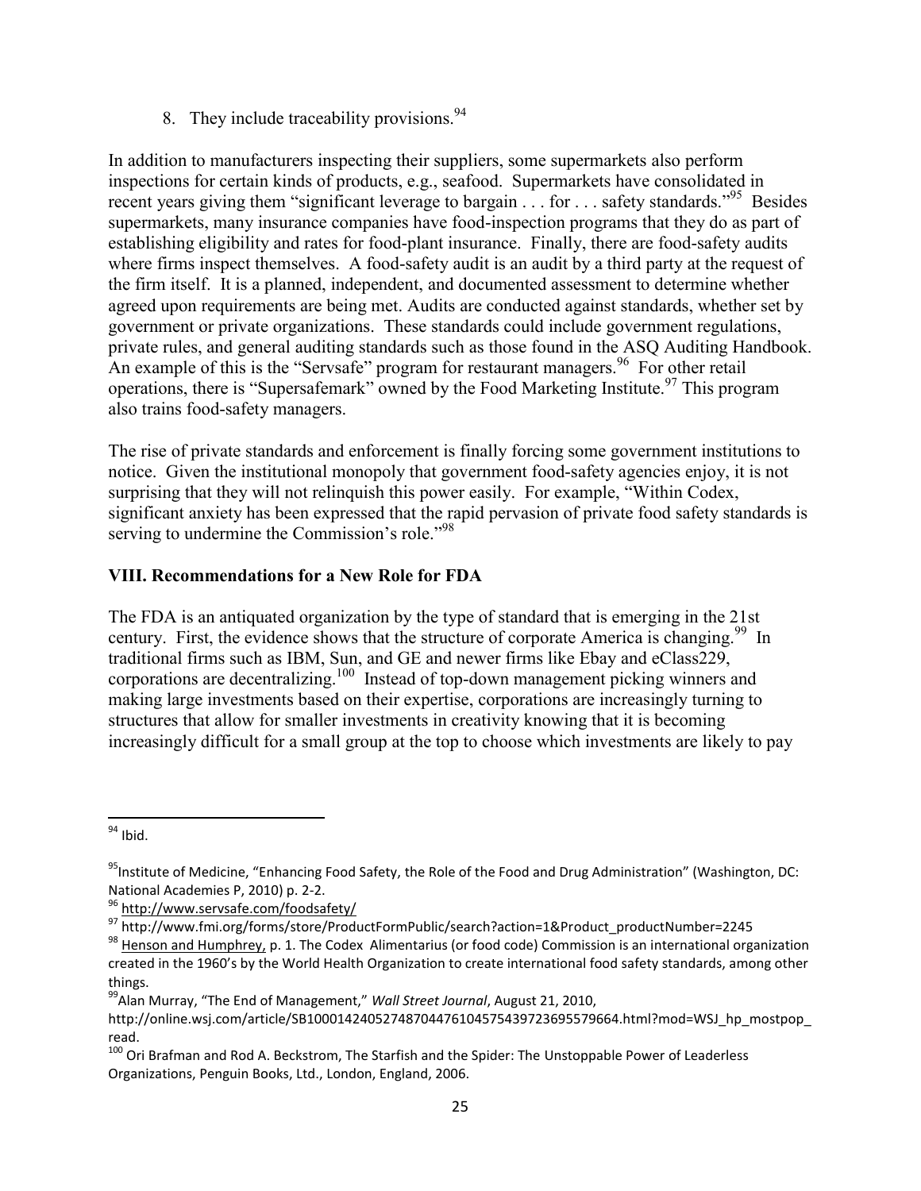8. They include traceability provisions.[94]

In addition to manufacturers inspecting their suppliers, some supermarkets also perform inspections for certain kinds of products, e.g., seafood. Supermarkets have consolidated in recent years giving them "significant leverage to bargain . . . for . . . safety standards."[95] Besides supermarkets, many insurance companies have food-inspection programs that they do as part of establishing eligibility and rates for food-plant insurance. Finally, there are food-safety audits where firms inspect themselves. A food-safety audit is an audit by a third party at the request of the firm itself. It is a planned, independent, and documented assessment to determine whether agreed upon requirements are being met. Audits are conducted against standards, whether set by government or private organizations. These standards could include government regulations, private rules, and general auditing standards such as those found in the ASQ Auditing Handbook. An example of this is the "Servsafe" program for restaurant managers.[96] For other retail operations, there is "Supersafemark" owned by the Food Marketing Institute.[97] This program also trains food-safety managers.

The rise of private standards and enforcement is finally forcing some government institutions to notice. Given the institutional monopoly that government food-safety agencies enjoy, it is not surprising that they will not relinquish this power easily. For example, "Within Codex, significant anxiety has been expressed that the rapid pervasion of private food safety standards is serving to undermine the Commission's role."[98]

## VIII. Recommendations for a New Role for FDA

The FDA is an antiquated organization by the type of standard that is emerging in the 21st century. First, the evidence shows that the structure of corporate America is changing.[99] In traditional firms such as IBM, Sun, and GE and newer firms like Ebay and eClass229, corporations are decentralizing.[100] Instead of top-down management picking winners and making large investments based on their expertise, corporations are increasingly turning to structures that allow for smaller investments in creativity knowing that it is becoming increasingly difficult for a small group at the top to choose which investments are likely to pay

---

[94] Ibid.

[95] Institute of Medicine, "Enhancing Food Safety, the Role of the Food and Drug Administration" (Washington, DC: National Academies P, 2010) p. 2-2.

[96] http://www.servsafe.com/foodsafety/

[97] http://www.fmi.org/forms/store/ProductFormPublic/search?action=1&Product_productNumber=2245

[98] Henson and Humphrey, p. 1. The Codex Alimentarius (or food code) Commission is an international organization created in the 1960's by the World Health Organization to create international food safety standards, among other things.

[99] Alan Murray, "The End of Management," *Wall Street Journal*, August 21, 2010, http://online.wsj.com/article/SB10001424052748704476104575439723695579664.html?mod=WSJ_hp_mostpop_read.

[100] Ori Brafman and Rod A. Beckstrom, The Starfish and the Spider: The Unstoppable Power of Leaderless Organizations, Penguin Books, Ltd., London, England, 2006.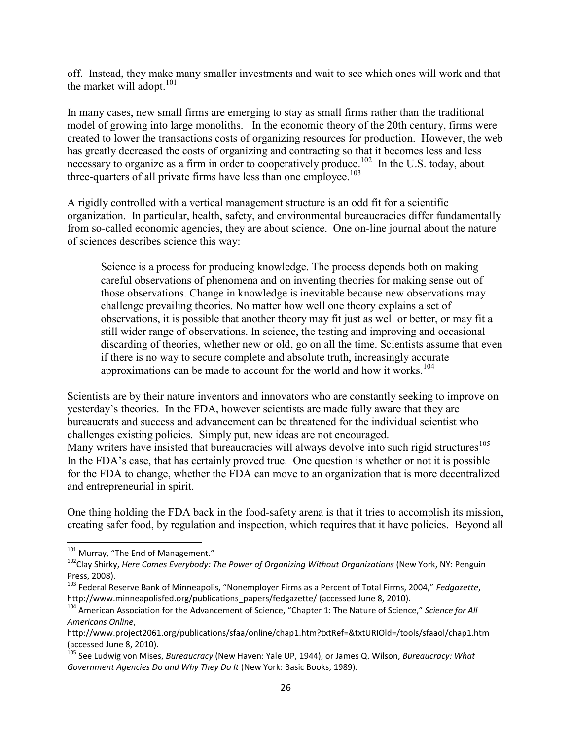off. Instead, they make many smaller investments and wait to see which ones will work and that the market will adopt.[101]

In many cases, new small firms are emerging to stay as small firms rather than the traditional model of growing into large monoliths. In the economic theory of the 20th century, firms were created to lower the transactions costs of organizing resources for production. However, the web has greatly decreased the costs of organizing and contracting so that it becomes less and less necessary to organize as a firm in order to cooperatively produce.[102] In the U.S. today, about three-quarters of all private firms have less than one employee.[103]

A rigidly controlled with a vertical management structure is an odd fit for a scientific organization. In particular, health, safety, and environmental bureaucracies differ fundamentally from so-called economic agencies, they are about science. One on-line journal about the nature of sciences describes science this way:

> Science is a process for producing knowledge. The process depends both on making careful observations of phenomena and on inventing theories for making sense out of those observations. Change in knowledge is inevitable because new observations may challenge prevailing theories. No matter how well one theory explains a set of observations, it is possible that another theory may fit just as well or better, or may fit a still wider range of observations. In science, the testing and improving and occasional discarding of theories, whether new or old, go on all the time. Scientists assume that even if there is no way to secure complete and absolute truth, increasingly accurate approximations can be made to account for the world and how it works.[104]

Scientists are by their nature inventors and innovators who are constantly seeking to improve on yesterday's theories. In the FDA, however scientists are made fully aware that they are bureaucrats and success and advancement can be threatened for the individual scientist who challenges existing policies. Simply put, new ideas are not encouraged.
Many writers have insisted that bureaucracies will always devolve into such rigid structures[105] In the FDA's case, that has certainly proved true. One question is whether or not it is possible for the FDA to change, whether the FDA can move to an organization that is more decentralized and entrepreneurial in spirit.

One thing holding the FDA back in the food-safety arena is that it tries to accomplish its mission, creating safer food, by regulation and inspection, which requires that it have policies. Beyond all

---

[101] Murray, "The End of Management."

[102] Clay Shirky, *Here Comes Everybody: The Power of Organizing Without Organizations* (New York, NY: Penguin Press, 2008).

[103] Federal Reserve Bank of Minneapolis, "Nonemployer Firms as a Percent of Total Firms, 2004," *Fedgazette*, http://www.minneapolisfed.org/publications_papers/fedgazette/ (accessed June 8, 2010).

[104] American Association for the Advancement of Science, "Chapter 1: The Nature of Science," *Science for All Americans Online*, http://www.project2061.org/publications/sfaa/online/chap1.htm?txtRef=&txtURIOld=/tools/sfaaol/chap1.htm (accessed June 8, 2010).

[105] See Ludwig von Mises, *Bureaucracy* (New Haven: Yale UP, 1944), or James Q. Wilson, *Bureaucracy: What Government Agencies Do and Why They Do It* (New York: Basic Books, 1989).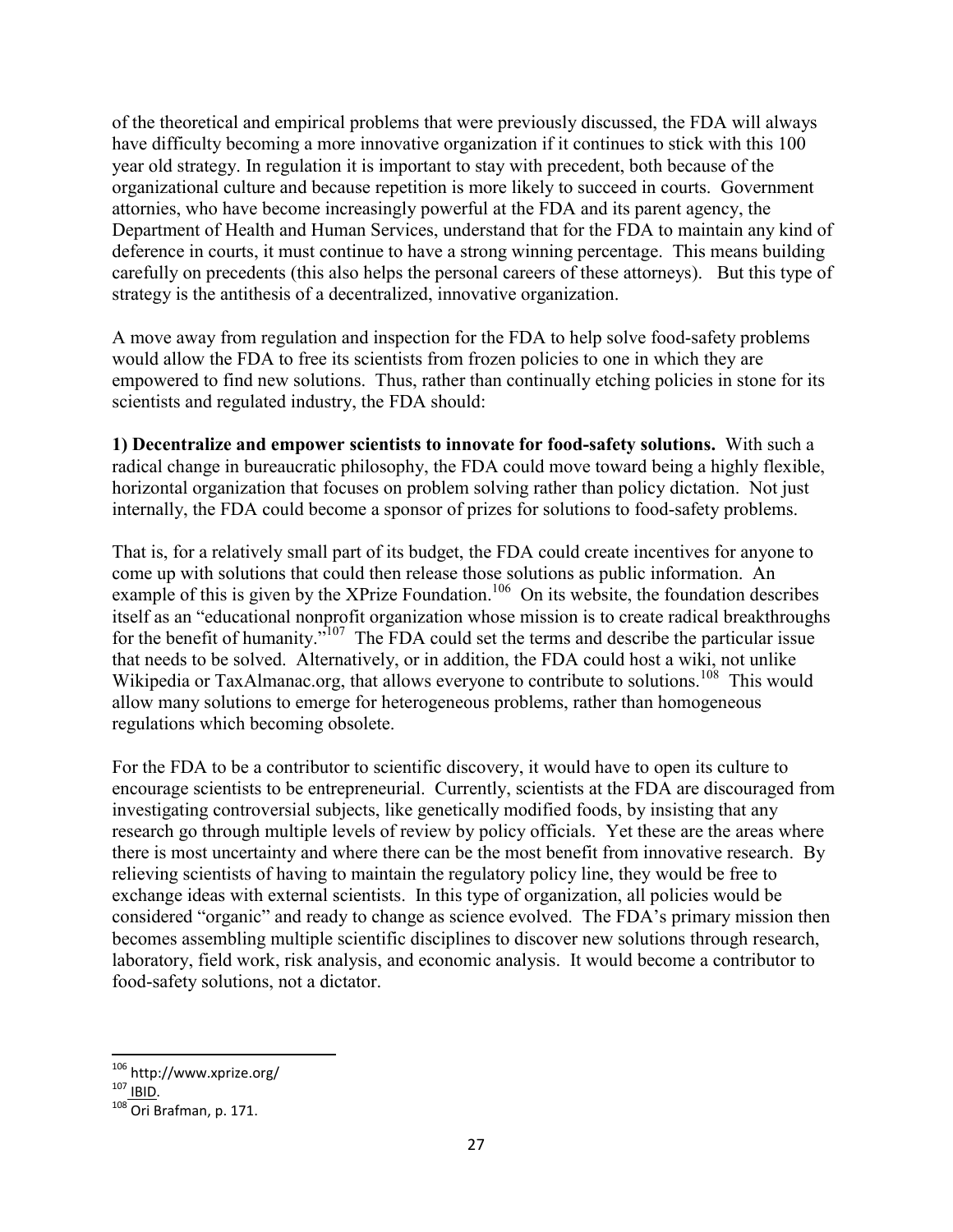of the theoretical and empirical problems that were previously discussed, the FDA will always have difficulty becoming a more innovative organization if it continues to stick with this 100 year old strategy. In regulation it is important to stay with precedent, both because of the organizational culture and because repetition is more likely to succeed in courts. Government attorneys, who have become increasingly powerful at the FDA and its parent agency, the Department of Health and Human Services, understand that for the FDA to maintain any kind of deference in courts, it must continue to have a strong winning percentage. This means building carefully on precedents (this also helps the personal careers of these attorneys). But this type of strategy is the antithesis of a decentralized, innovative organization.

A move away from regulation and inspection for the FDA to help solve food-safety problems would allow the FDA to free its scientists from frozen policies to one in which they are empowered to find new solutions. Thus, rather than continually etching policies in stone for its scientists and regulated industry, the FDA should:

**1) Decentralize and empower scientists to innovate for food-safety solutions.** With such a radical change in bureaucratic philosophy, the FDA could move toward being a highly flexible, horizontal organization that focuses on problem solving rather than policy dictation. Not just internally, the FDA could become a sponsor of prizes for solutions to food-safety problems.

That is, for a relatively small part of its budget, the FDA could create incentives for anyone to come up with solutions that could then release those solutions as public information. An example of this is given by the XPrize Foundation.[106] On its website, the foundation describes itself as an "educational nonprofit organization whose mission is to create radical breakthroughs for the benefit of humanity."[107] The FDA could set the terms and describe the particular issue that needs to be solved. Alternatively, or in addition, the FDA could host a wiki, not unlike Wikipedia or TaxAlmanac.org, that allows everyone to contribute to solutions.[108] This would allow many solutions to emerge for heterogeneous problems, rather than homogeneous regulations which becoming obsolete.

For the FDA to be a contributor to scientific discovery, it would have to open its culture to encourage scientists to be entrepreneurial. Currently, scientists at the FDA are discouraged from investigating controversial subjects, like genetically modified foods, by insisting that any research go through multiple levels of review by policy officials. Yet these are the areas where there is most uncertainty and where there can be the most benefit from innovative research. By relieving scientists of having to maintain the regulatory policy line, they would be free to exchange ideas with external scientists. In this type of organization, all policies would be considered "organic" and ready to change as science evolved. The FDA's primary mission then becomes assembling multiple scientific disciplines to discover new solutions through research, laboratory, field work, risk analysis, and economic analysis. It would become a contributor to food-safety solutions, not a dictator.

---

[106] http://www.xprize.org/

[107] IBID.

[108] Ori Brafman, p. 171.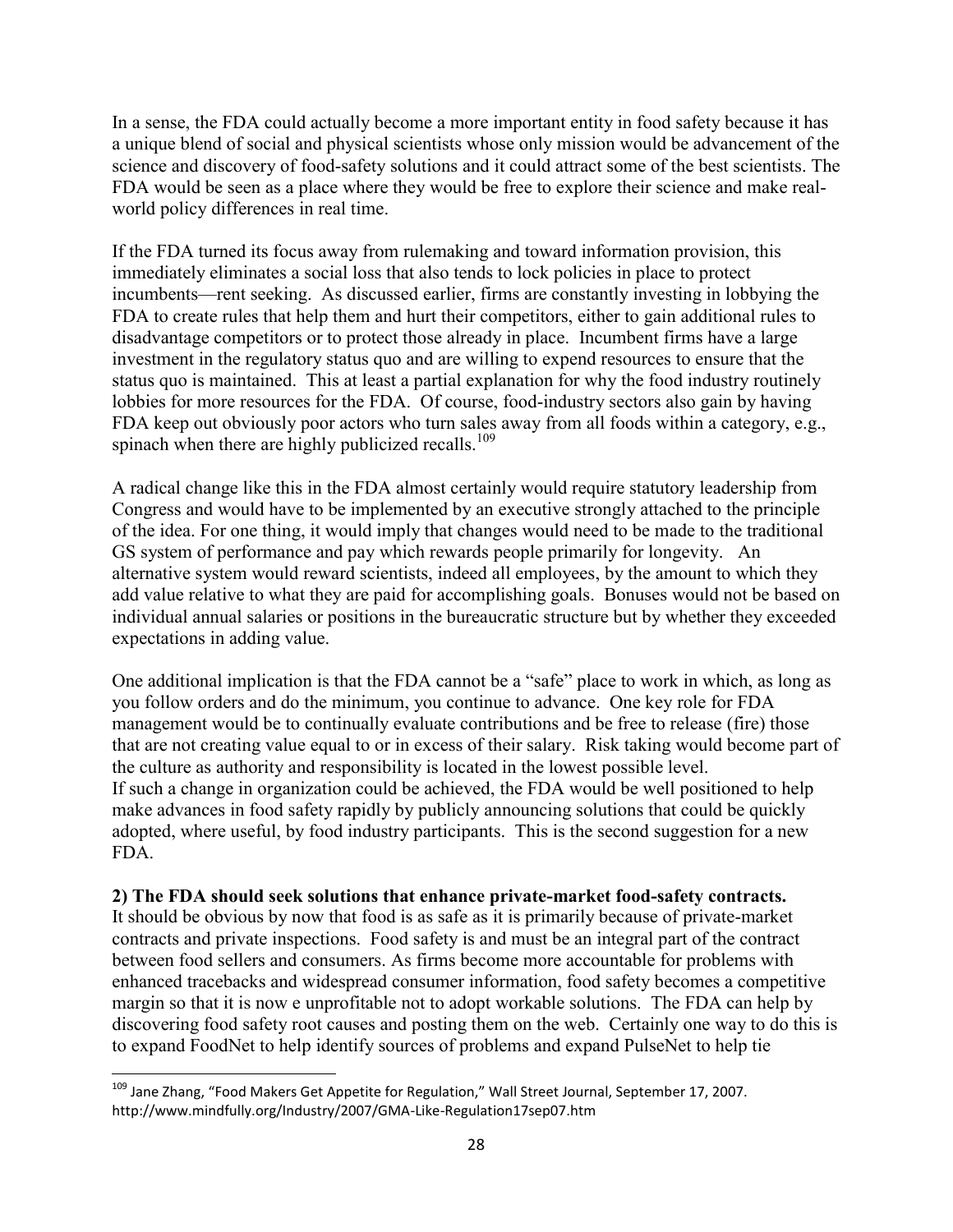In a sense, the FDA could actually become a more important entity in food safety because it has a unique blend of social and physical scientists whose only mission would be advancement of the science and discovery of food-safety solutions and it could attract some of the best scientists. The FDA would be seen as a place where they would be free to explore their science and make real-world policy differences in real time.

If the FDA turned its focus away from rulemaking and toward information provision, this immediately eliminates a social loss that also tends to lock policies in place to protect incumbents—rent seeking. As discussed earlier, firms are constantly investing in lobbying the FDA to create rules that help them and hurt their competitors, either to gain additional rules to disadvantage competitors or to protect those already in place. Incumbent firms have a large investment in the regulatory status quo and are willing to expend resources to ensure that the status quo is maintained. This at least a partial explanation for why the food industry routinely lobbies for more resources for the FDA. Of course, food-industry sectors also gain by having FDA keep out obviously poor actors who turn sales away from all foods within a category, e.g., spinach when there are highly publicized recalls.[109]

A radical change like this in the FDA almost certainly would require statutory leadership from Congress and would have to be implemented by an executive strongly attached to the principle of the idea. For one thing, it would imply that changes would need to be made to the traditional GS system of performance and pay which rewards people primarily for longevity. An alternative system would reward scientists, indeed all employees, by the amount to which they add value relative to what they are paid for accomplishing goals. Bonuses would not be based on individual annual salaries or positions in the bureaucratic structure but by whether they exceeded expectations in adding value.

One additional implication is that the FDA cannot be a "safe" place to work in which, as long as you follow orders and do the minimum, you continue to advance. One key role for FDA management would be to continually evaluate contributions and be free to release (fire) those that are not creating value equal to or in excess of their salary. Risk taking would become part of the culture as authority and responsibility is located in the lowest possible level.
If such a change in organization could be achieved, the FDA would be well positioned to help make advances in food safety rapidly by publicly announcing solutions that could be quickly adopted, where useful, by food industry participants. This is the second suggestion for a new FDA.

**2) The FDA should seek solutions that enhance private-market food-safety contracts.**
It should be obvious by now that food is as safe as it is primarily because of private-market contracts and private inspections. Food safety is and must be an integral part of the contract between food sellers and consumers. As firms become more accountable for problems with enhanced tracebacks and widespread consumer information, food safety becomes a competitive margin so that it is now e unprofitable not to adopt workable solutions. The FDA can help by discovering food safety root causes and posting them on the web. Certainly one way to do this is to expand FoodNet to help identify sources of problems and expand PulseNet to help tie

---

[109] Jane Zhang, "Food Makers Get Appetite for Regulation," Wall Street Journal, September 17, 2007. http://www.mindfully.org/Industry/2007/GMA-Like-Regulation17sep07.htm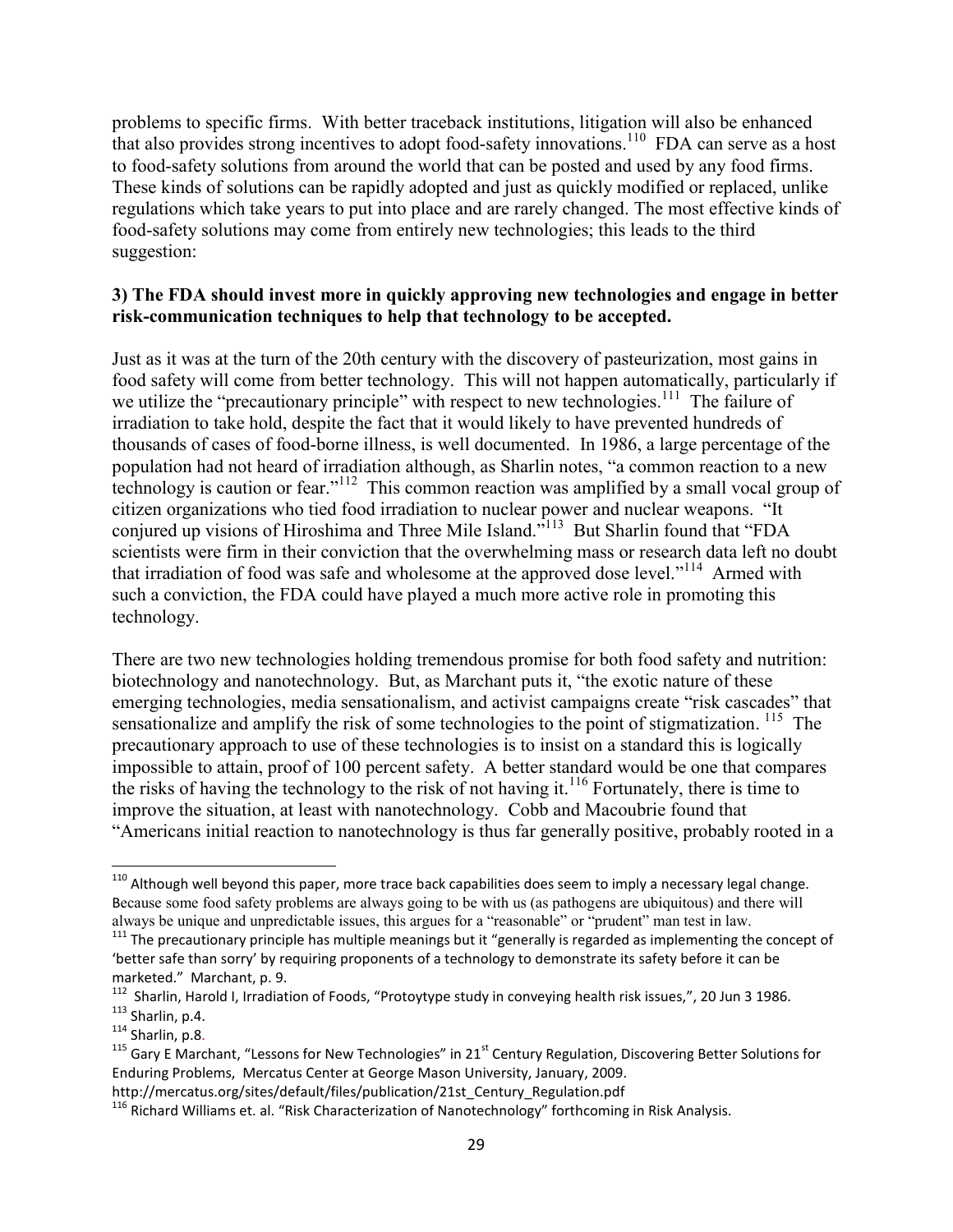problems to specific firms. With better traceback institutions, litigation will also be enhanced that also provides strong incentives to adopt food-safety innovations.[110] FDA can serve as a host to food-safety solutions from around the world that can be posted and used by any food firms. These kinds of solutions can be rapidly adopted and just as quickly modified or replaced, unlike regulations which take years to put into place and are rarely changed. The most effective kinds of food-safety solutions may come from entirely new technologies; this leads to the third suggestion:

**3) The FDA should invest more in quickly approving new technologies and engage in better risk-communication techniques to help that technology to be accepted.**

Just as it was at the turn of the 20th century with the discovery of pasteurization, most gains in food safety will come from better technology. This will not happen automatically, particularly if we utilize the "precautionary principle" with respect to new technologies.[111] The failure of irradiation to take hold, despite the fact that it would likely to have prevented hundreds of thousands of cases of food-borne illness, is well documented. In 1986, a large percentage of the population had not heard of irradiation although, as Sharlin notes, "a common reaction to a new technology is caution or fear."[112] This common reaction was amplified by a small vocal group of citizen organizations who tied food irradiation to nuclear power and nuclear weapons. "It conjured up visions of Hiroshima and Three Mile Island."[113] But Sharlin found that "FDA scientists were firm in their conviction that the overwhelming mass or research data left no doubt that irradiation of food was safe and wholesome at the approved dose level."[114] Armed with such a conviction, the FDA could have played a much more active role in promoting this technology.

There are two new technologies holding tremendous promise for both food safety and nutrition: biotechnology and nanotechnology. But, as Marchant puts it, "the exotic nature of these emerging technologies, media sensationalism, and activist campaigns create "risk cascades" that sensationalize and amplify the risk of some technologies to the point of stigmatization. [115] The precautionary approach to use of these technologies is to insist on a standard this is logically impossible to attain, proof of 100 percent safety. A better standard would be one that compares the risks of having the technology to the risk of not having it.[116] Fortunately, there is time to improve the situation, at least with nanotechnology. Cobb and Macoubrie found that "Americans initial reaction to nanotechnology is thus far generally positive, probably rooted in a

---

[110] Although well beyond this paper, more trace back capabilities does seem to imply a necessary legal change. Because some food safety problems are always going to be with us (as pathogens are ubiquitous) and there will always be unique and unpredictable issues, this argues for a "reasonable" or "prudent" man test in law.

[111] The precautionary principle has multiple meanings but it "generally is regarded as implementing the concept of 'better safe than sorry' by requiring proponents of a technology to demonstrate its safety before it can be marketed." Marchant, p. 9.

[112] Sharlin, Harold I, Irradiation of Foods, "Protoytype study in conveying health risk issues,", 20 Jun 3 1986.

[113] Sharlin, p.4.

[114] Sharlin, p.8.

[115] Gary E Marchant, "Lessons for New Technologies" in 21st Century Regulation, Discovering Better Solutions for Enduring Problems, Mercatus Center at George Mason University, January, 2009. http://mercatus.org/sites/default/files/publication/21st_Century_Regulation.pdf

[116] Richard Williams et. al. "Risk Characterization of Nanotechnology" forthcoming in Risk Analysis.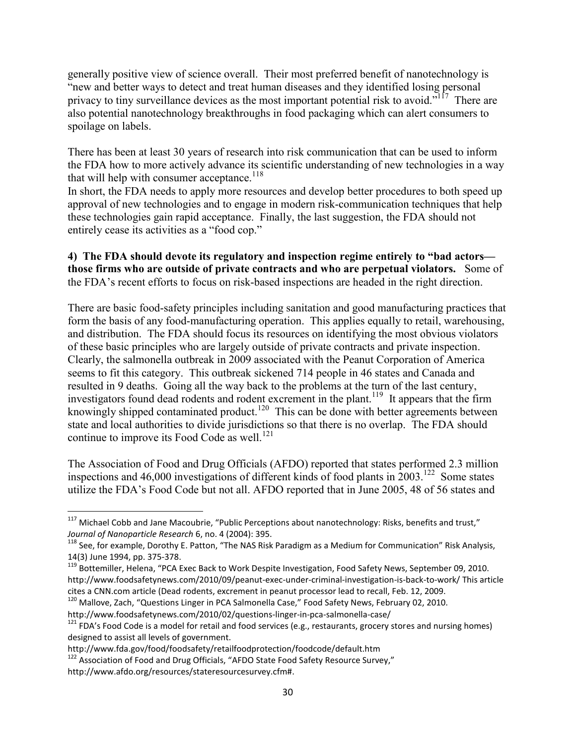generally positive view of science overall. Their most preferred benefit of nanotechnology is "new and better ways to detect and treat human diseases and they identified losing personal privacy to tiny surveillance devices as the most important potential risk to avoid."[117] There are also potential nanotechnology breakthroughs in food packaging which can alert consumers to spoilage on labels.

There has been at least 30 years of research into risk communication that can be used to inform the FDA how to more actively advance its scientific understanding of new technologies in a way that will help with consumer acceptance.[118]

In short, the FDA needs to apply more resources and develop better procedures to both speed up approval of new technologies and to engage in modern risk-communication techniques that help these technologies gain rapid acceptance. Finally, the last suggestion, the FDA should not entirely cease its activities as a "food cop."

**4) The FDA should devote its regulatory and inspection regime entirely to "bad actors—those firms who are outside of private contracts and who are perpetual violators.** Some of the FDA's recent efforts to focus on risk-based inspections are headed in the right direction.

There are basic food-safety principles including sanitation and good manufacturing practices that form the basis of any food-manufacturing operation. This applies equally to retail, warehousing, and distribution. The FDA should focus its resources on identifying the most obvious violators of these basic principles who are largely outside of private contracts and private inspection. Clearly, the salmonella outbreak in 2009 associated with the Peanut Corporation of America seems to fit this category. This outbreak sickened 714 people in 46 states and Canada and resulted in 9 deaths. Going all the way back to the problems at the turn of the last century, investigators found dead rodents and rodent excrement in the plant.[119] It appears that the firm knowingly shipped contaminated product.[120] This can be done with better agreements between state and local authorities to divide jurisdictions so that there is no overlap. The FDA should continue to improve its Food Code as well.[121]

The Association of Food and Drug Officials (AFDO) reported that states performed 2.3 million inspections and 46,000 investigations of different kinds of food plants in 2003.[122] Some states utilize the FDA's Food Code but not all. AFDO reported that in June 2005, 48 of 56 states and

---

[117] Michael Cobb and Jane Macoubrie, "Public Perceptions about nanotechnology: Risks, benefits and trust," *Journal of Nanoparticle Research* 6, no. 4 (2004): 395.

[118] See, for example, Dorothy E. Patton, "The NAS Risk Paradigm as a Medium for Communication" Risk Analysis, 14(3) June 1994, pp. 375-378.

[119] Bottemiller, Helena, "PCA Exec Back to Work Despite Investigation, Food Safety News, September 09, 2010. http://www.foodsafetynews.com/2010/09/peanut-exec-under-criminal-investigation-is-back-to-work/ This article cites a CNN.com article (Dead rodents, excrement in peanut processor lead to recall, Feb. 12, 2009.

[120] Mallove, Zach, "Questions Linger in PCA Salmonella Case," Food Safety News, February 02, 2010. http://www.foodsafetynews.com/2010/02/questions-linger-in-pca-salmonella-case/

[121] FDA's Food Code is a model for retail and food services (e.g., restaurants, grocery stores and nursing homes) designed to assist all levels of government. http://www.fda.gov/food/foodsafety/retailfoodprotection/foodcode/default.htm

[122] Association of Food and Drug Officials, "AFDO State Food Safety Resource Survey," http://www.afdo.org/resources/stateresourcesurvey.cfm#.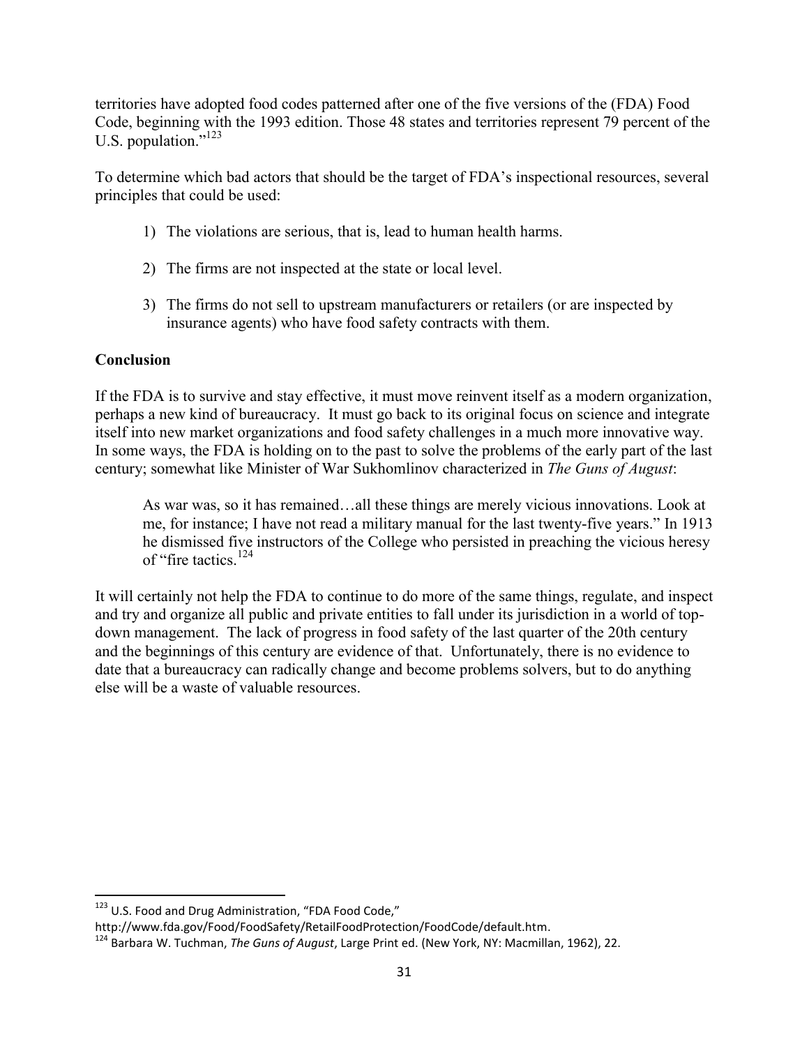territories have adopted food codes patterned after one of the five versions of the (FDA) Food Code, beginning with the 1993 edition. Those 48 states and territories represent 79 percent of the U.S. population."[123]

To determine which bad actors that should be the target of FDA's inspectional resources, several principles that could be used:

1) The violations are serious, that is, lead to human health harms.

2) The firms are not inspected at the state or local level.

3) The firms do not sell to upstream manufacturers or retailers (or are inspected by insurance agents) who have food safety contracts with them.

## Conclusion

If the FDA is to survive and stay effective, it must move reinvent itself as a modern organization, perhaps a new kind of bureaucracy. It must go back to its original focus on science and integrate itself into new market organizations and food safety challenges in a much more innovative way. In some ways, the FDA is holding on to the past to solve the problems of the early part of the last century; somewhat like Minister of War Sukhomlinov characterized in *The Guns of August*:

> As war was, so it has remained…all these things are merely vicious innovations. Look at me, for instance; I have not read a military manual for the last twenty-five years." In 1913 he dismissed five instructors of the College who persisted in preaching the vicious heresy of "fire tactics.[124]

It will certainly not help the FDA to continue to do more of the same things, regulate, and inspect and try and organize all public and private entities to fall under its jurisdiction in a world of top-down management. The lack of progress in food safety of the last quarter of the 20th century and the beginnings of this century are evidence of that. Unfortunately, there is no evidence to date that a bureaucracy can radically change and become problems solvers, but to do anything else will be a waste of valuable resources.

---

[123] U.S. Food and Drug Administration, "FDA Food Code," http://www.fda.gov/Food/FoodSafety/RetailFoodProtection/FoodCode/default.htm.

[124] Barbara W. Tuchman, *The Guns of August*, Large Print ed. (New York, NY: Macmillan, 1962), 22.